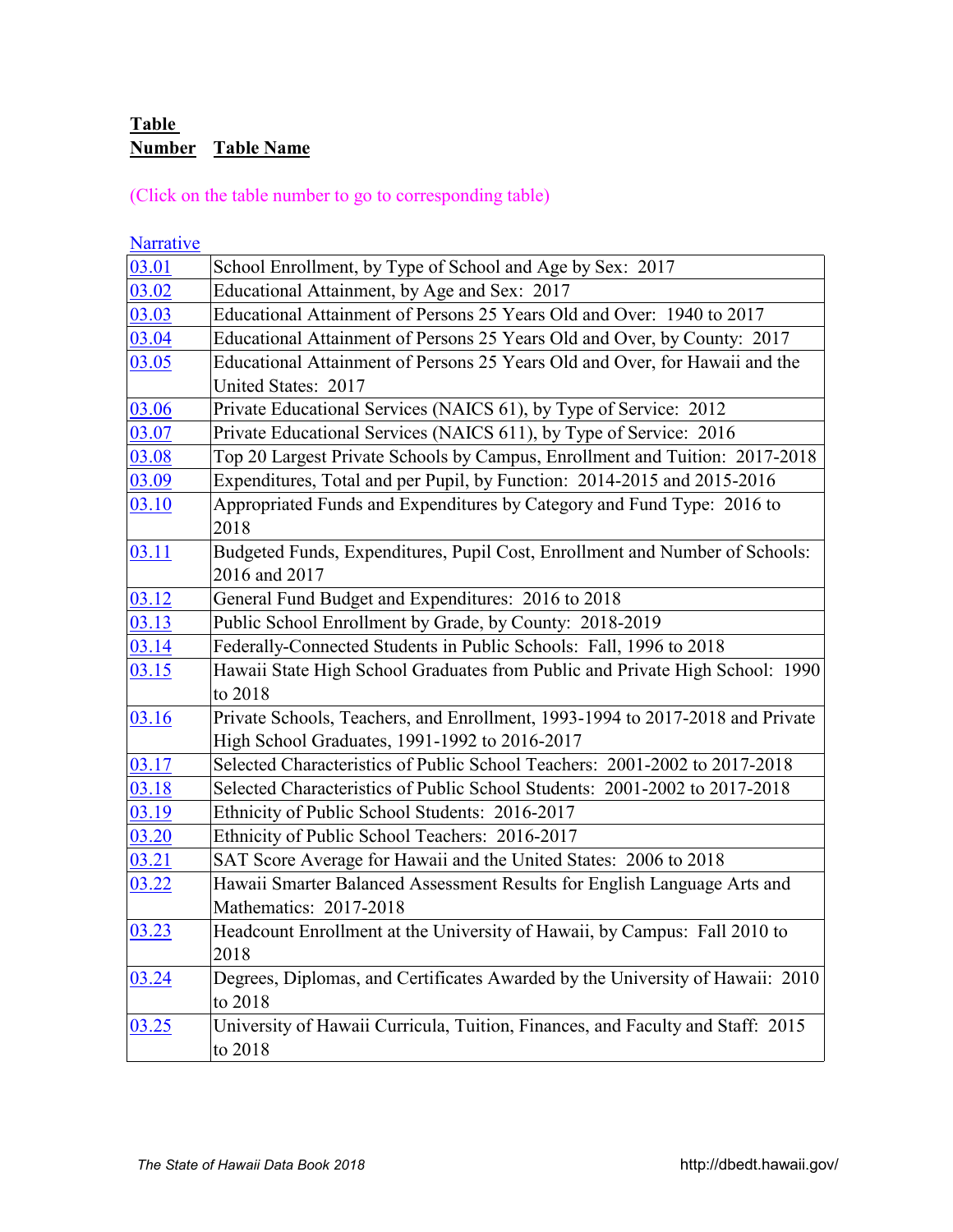**Table Number** **Table Name**

(Click on the table number to go to corresponding table)

Narrative

| Table Number | Table Name |
|---|---|
| 03.01 | School Enrollment, by Type of School and Age by Sex: 2017 |
| 03.02 | Educational Attainment, by Age and Sex: 2017 |
| 03.03 | Educational Attainment of Persons 25 Years Old and Over: 1940 to 2017 |
| 03.04 | Educational Attainment of Persons 25 Years Old and Over, by County: 2017 |
| 03.05 | Educational Attainment of Persons 25 Years Old and Over, for Hawaii and the United States: 2017 |
| 03.06 | Private Educational Services (NAICS 61), by Type of Service: 2012 |
| 03.07 | Private Educational Services (NAICS 611), by Type of Service: 2016 |
| 03.08 | Top 20 Largest Private Schools by Campus, Enrollment and Tuition: 2017-2018 |
| 03.09 | Expenditures, Total and per Pupil, by Function: 2014-2015 and 2015-2016 |
| 03.10 | Appropriated Funds and Expenditures by Category and Fund Type: 2016 to 2018 |
| 03.11 | Budgeted Funds, Expenditures, Pupil Cost, Enrollment and Number of Schools: 2016 and 2017 |
| 03.12 | General Fund Budget and Expenditures: 2016 to 2018 |
| 03.13 | Public School Enrollment by Grade, by County: 2018-2019 |
| 03.14 | Federally-Connected Students in Public Schools: Fall, 1996 to 2018 |
| 03.15 | Hawaii State High School Graduates from Public and Private High School: 1990 to 2018 |
| 03.16 | Private Schools, Teachers, and Enrollment, 1993-1994 to 2017-2018 and Private High School Graduates, 1991-1992 to 2016-2017 |
| 03.17 | Selected Characteristics of Public School Teachers: 2001-2002 to 2017-2018 |
| 03.18 | Selected Characteristics of Public School Students: 2001-2002 to 2017-2018 |
| 03.19 | Ethnicity of Public School Students: 2016-2017 |
| 03.20 | Ethnicity of Public School Teachers: 2016-2017 |
| 03.21 | SAT Score Average for Hawaii and the United States: 2006 to 2018 |
| 03.22 | Hawaii Smarter Balanced Assessment Results for English Language Arts and Mathematics: 2017-2018 |
| 03.23 | Headcount Enrollment at the University of Hawaii, by Campus: Fall 2010 to 2018 |
| 03.24 | Degrees, Diplomas, and Certificates Awarded by the University of Hawaii: 2010 to 2018 |
| 03.25 | University of Hawaii Curricula, Tuition, Finances, and Faculty and Staff: 2015 to 2018 |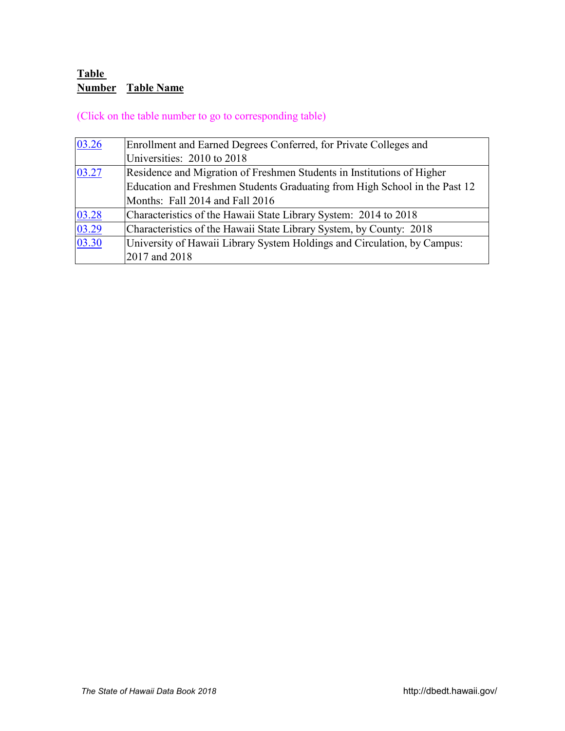| Table Number | Table Name |
|---|---|

(Click on the table number to go to corresponding table)

| | |
|---|---|
| 03.26 | Enrollment and Earned Degrees Conferred, for Private Colleges and Universities: 2010 to 2018 |
| 03.27 | Residence and Migration of Freshmen Students in Institutions of Higher Education and Freshmen Students Graduating from High School in the Past 12 Months: Fall 2014 and Fall 2016 |
| 03.28 | Characteristics of the Hawaii State Library System: 2014 to 2018 |
| 03.29 | Characteristics of the Hawaii State Library System, by County: 2018 |
| 03.30 | University of Hawaii Library System Holdings and Circulation, by Campus: 2017 and 2018 |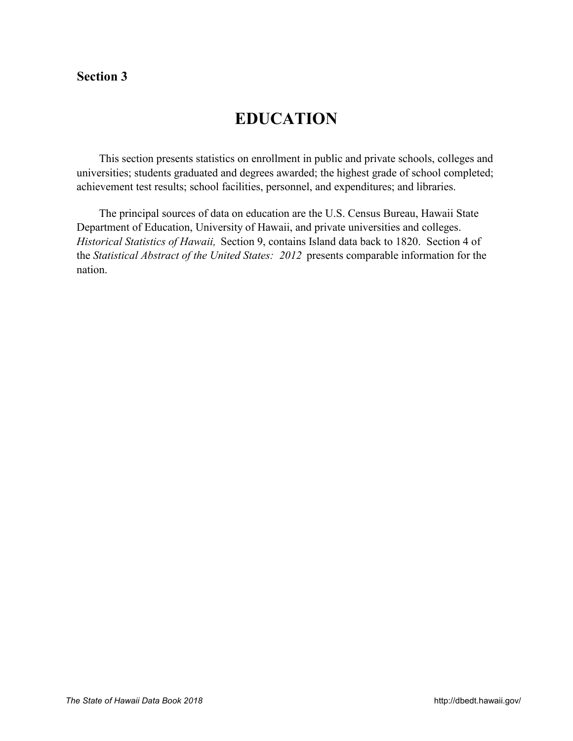**Section 3**

# EDUCATION

This section presents statistics on enrollment in public and private schools, colleges and universities; students graduated and degrees awarded; the highest grade of school completed; achievement test results; school facilities, personnel, and expenditures; and libraries.

The principal sources of data on education are the U.S. Census Bureau, Hawaii State Department of Education, University of Hawaii, and private universities and colleges. *Historical Statistics of Hawaii,* Section 9, contains Island data back to 1820. Section 4 of the *Statistical Abstract of the United States: 2012* presents comparable information for the nation.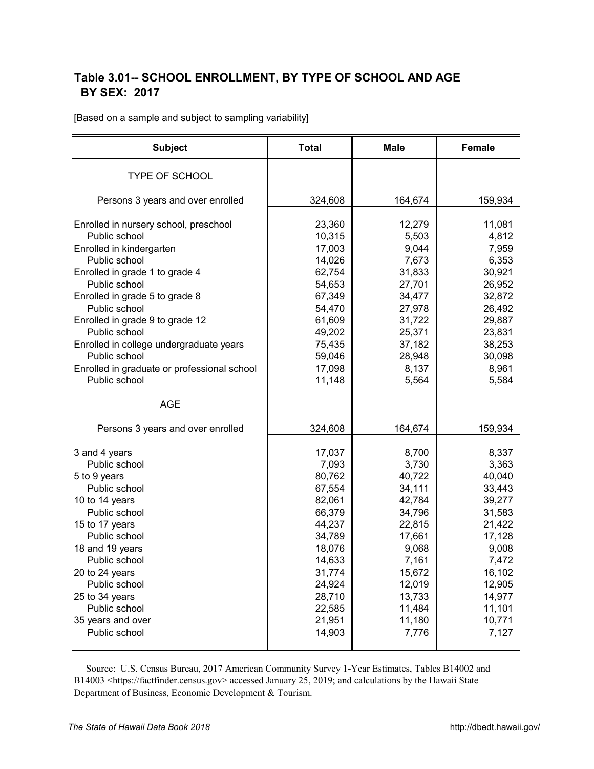## Table 3.01-- SCHOOL ENROLLMENT, BY TYPE OF SCHOOL AND AGE BY SEX: 2017

[Based on a sample and subject to sampling variability]

| Subject | Total | Male | Female |
|---|---|---|---|
| TYPE OF SCHOOL | | | |
| Persons 3 years and over enrolled | 324,608 | 164,674 | 159,934 |
| Enrolled in nursery school, preschool | 23,360 | 12,279 | 11,081 |
| Public school | 10,315 | 5,503 | 4,812 |
| Enrolled in kindergarten | 17,003 | 9,044 | 7,959 |
| Public school | 14,026 | 7,673 | 6,353 |
| Enrolled in grade 1 to grade 4 | 62,754 | 31,833 | 30,921 |
| Public school | 54,653 | 27,701 | 26,952 |
| Enrolled in grade 5 to grade 8 | 67,349 | 34,477 | 32,872 |
| Public school | 54,470 | 27,978 | 26,492 |
| Enrolled in grade 9 to grade 12 | 61,609 | 31,722 | 29,887 |
| Public school | 49,202 | 25,371 | 23,831 |
| Enrolled in college undergraduate years | 75,435 | 37,182 | 38,253 |
| Public school | 59,046 | 28,948 | 30,098 |
| Enrolled in graduate or professional school | 17,098 | 8,137 | 8,961 |
| Public school | 11,148 | 5,564 | 5,584 |
| AGE | | | |
| Persons 3 years and over enrolled | 324,608 | 164,674 | 159,934 |
| 3 and 4 years | 17,037 | 8,700 | 8,337 |
| Public school | 7,093 | 3,730 | 3,363 |
| 5 to 9 years | 80,762 | 40,722 | 40,040 |
| Public school | 67,554 | 34,111 | 33,443 |
| 10 to 14 years | 82,061 | 42,784 | 39,277 |
| Public school | 66,379 | 34,796 | 31,583 |
| 15 to 17 years | 44,237 | 22,815 | 21,422 |
| Public school | 34,789 | 17,661 | 17,128 |
| 18 and 19 years | 18,076 | 9,068 | 9,008 |
| Public school | 14,633 | 7,161 | 7,472 |
| 20 to 24 years | 31,774 | 15,672 | 16,102 |
| Public school | 24,924 | 12,019 | 12,905 |
| 25 to 34 years | 28,710 | 13,733 | 14,977 |
| Public school | 22,585 | 11,484 | 11,101 |
| 35 years and over | 21,951 | 11,180 | 10,771 |
| Public school | 14,903 | 7,776 | 7,127 |

Source: U.S. Census Bureau, 2017 American Community Survey 1-Year Estimates, Tables B14002 and B14003 <https://factfinder.census.gov> accessed January 25, 2019; and calculations by the Hawaii State Department of Business, Economic Development & Tourism.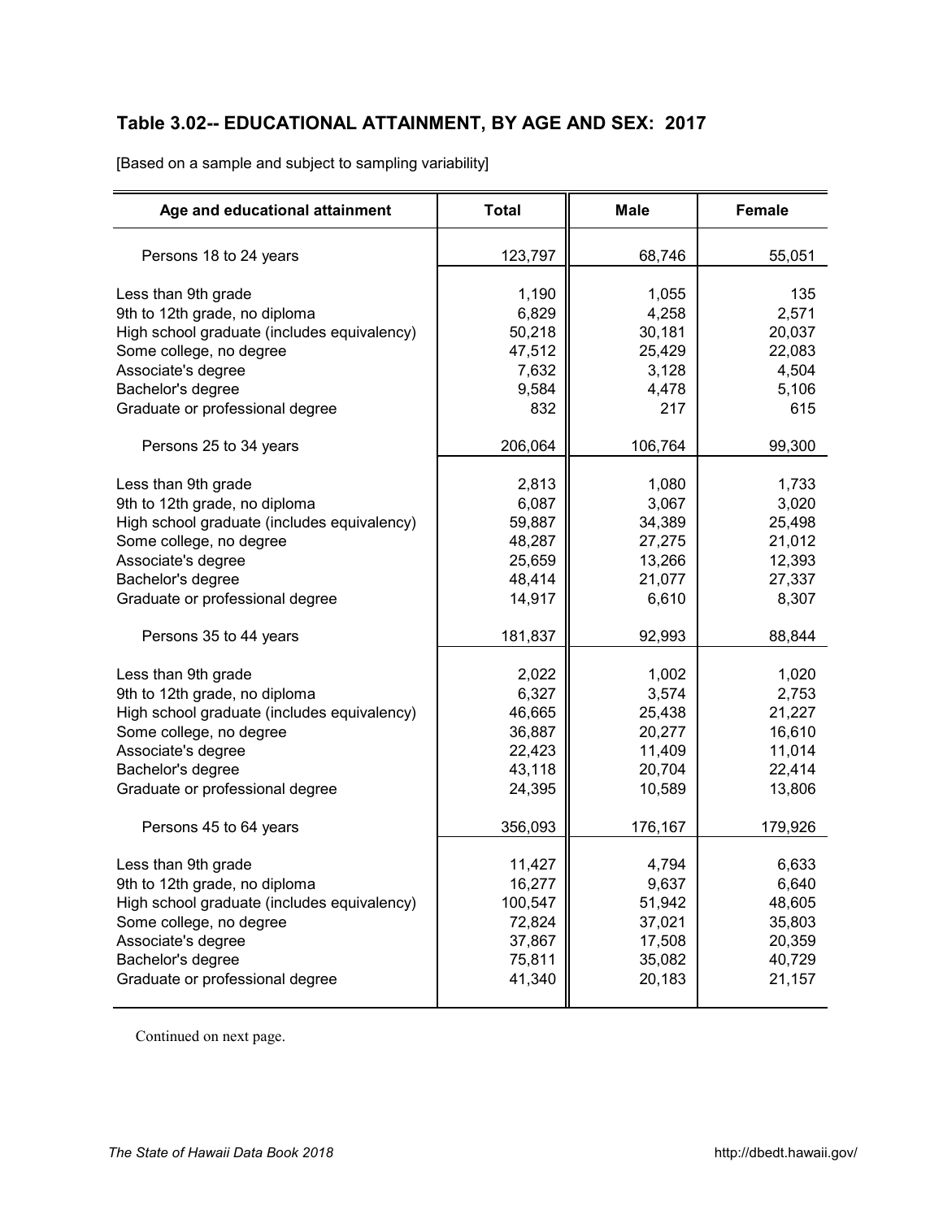## Table 3.02-- EDUCATIONAL ATTAINMENT, BY AGE AND SEX: 2017

[Based on a sample and subject to sampling variability]

| Age and educational attainment | Total | Male | Female |
|---|---|---|---|
| Persons 18 to 24 years | 123,797 | 68,746 | 55,051 |
| Less than 9th grade | 1,190 | 1,055 | 135 |
| 9th to 12th grade, no diploma | 6,829 | 4,258 | 2,571 |
| High school graduate (includes equivalency) | 50,218 | 30,181 | 20,037 |
| Some college, no degree | 47,512 | 25,429 | 22,083 |
| Associate's degree | 7,632 | 3,128 | 4,504 |
| Bachelor's degree | 9,584 | 4,478 | 5,106 |
| Graduate or professional degree | 832 | 217 | 615 |
| Persons 25 to 34 years | 206,064 | 106,764 | 99,300 |
| Less than 9th grade | 2,813 | 1,080 | 1,733 |
| 9th to 12th grade, no diploma | 6,087 | 3,067 | 3,020 |
| High school graduate (includes equivalency) | 59,887 | 34,389 | 25,498 |
| Some college, no degree | 48,287 | 27,275 | 21,012 |
| Associate's degree | 25,659 | 13,266 | 12,393 |
| Bachelor's degree | 48,414 | 21,077 | 27,337 |
| Graduate or professional degree | 14,917 | 6,610 | 8,307 |
| Persons 35 to 44 years | 181,837 | 92,993 | 88,844 |
| Less than 9th grade | 2,022 | 1,002 | 1,020 |
| 9th to 12th grade, no diploma | 6,327 | 3,574 | 2,753 |
| High school graduate (includes equivalency) | 46,665 | 25,438 | 21,227 |
| Some college, no degree | 36,887 | 20,277 | 16,610 |
| Associate's degree | 22,423 | 11,409 | 11,014 |
| Bachelor's degree | 43,118 | 20,704 | 22,414 |
| Graduate or professional degree | 24,395 | 10,589 | 13,806 |
| Persons 45 to 64 years | 356,093 | 176,167 | 179,926 |
| Less than 9th grade | 11,427 | 4,794 | 6,633 |
| 9th to 12th grade, no diploma | 16,277 | 9,637 | 6,640 |
| High school graduate (includes equivalency) | 100,547 | 51,942 | 48,605 |
| Some college, no degree | 72,824 | 37,021 | 35,803 |
| Associate's degree | 37,867 | 17,508 | 20,359 |
| Bachelor's degree | 75,811 | 35,082 | 40,729 |
| Graduate or professional degree | 41,340 | 20,183 | 21,157 |

Continued on next page.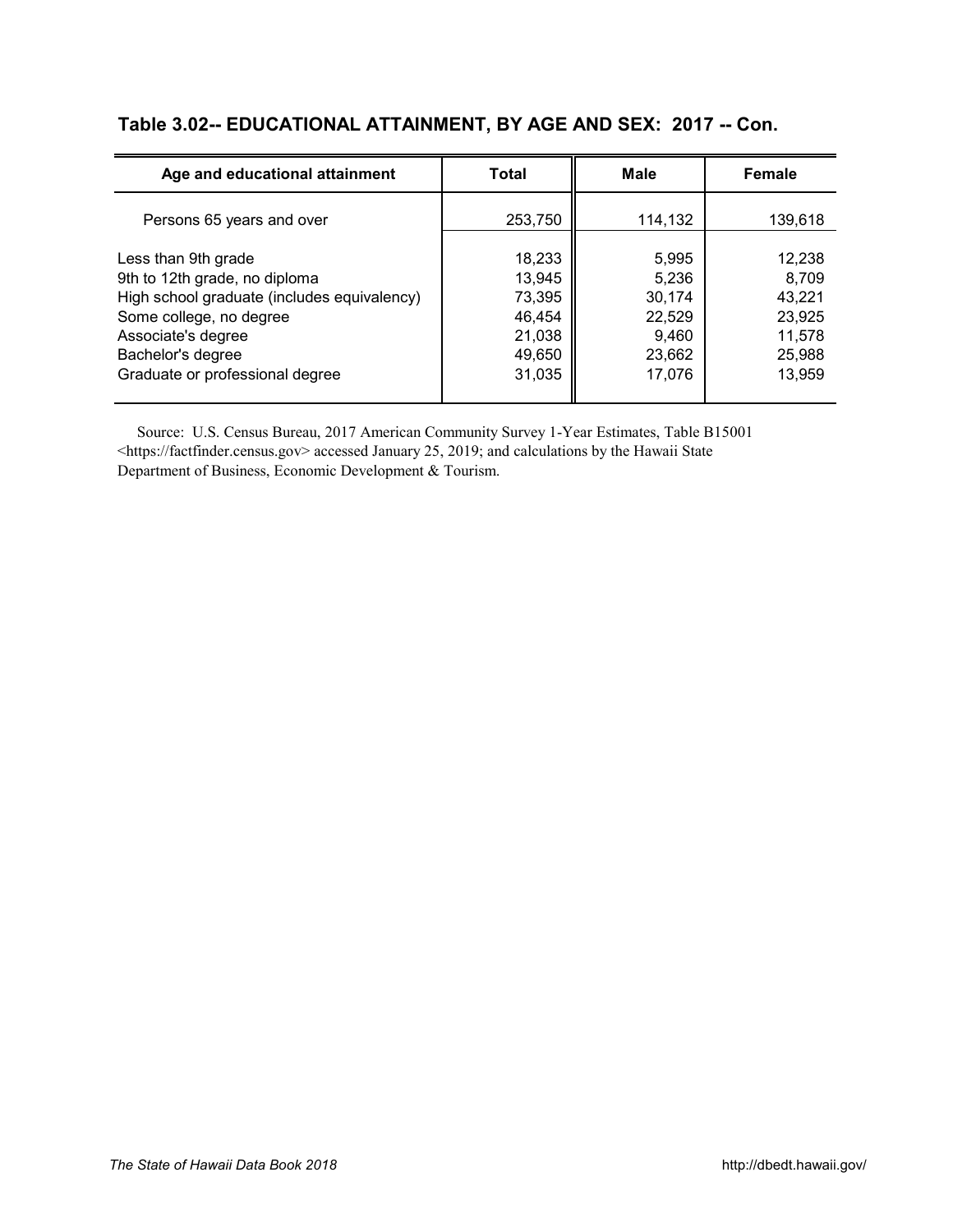## Table 3.02-- EDUCATIONAL ATTAINMENT, BY AGE AND SEX: 2017 -- Con.

| Age and educational attainment | Total | Male | Female |
|---|---|---|---|
| Persons 65 years and over | 253,750 | 114,132 | 139,618 |
| Less than 9th grade | 18,233 | 5,995 | 12,238 |
| 9th to 12th grade, no diploma | 13,945 | 5,236 | 8,709 |
| High school graduate (includes equivalency) | 73,395 | 30,174 | 43,221 |
| Some college, no degree | 46,454 | 22,529 | 23,925 |
| Associate's degree | 21,038 | 9,460 | 11,578 |
| Bachelor's degree | 49,650 | 23,662 | 25,988 |
| Graduate or professional degree | 31,035 | 17,076 | 13,959 |

Source: U.S. Census Bureau, 2017 American Community Survey 1-Year Estimates, Table B15001 <https://factfinder.census.gov> accessed January 25, 2019; and calculations by the Hawaii State Department of Business, Economic Development & Tourism.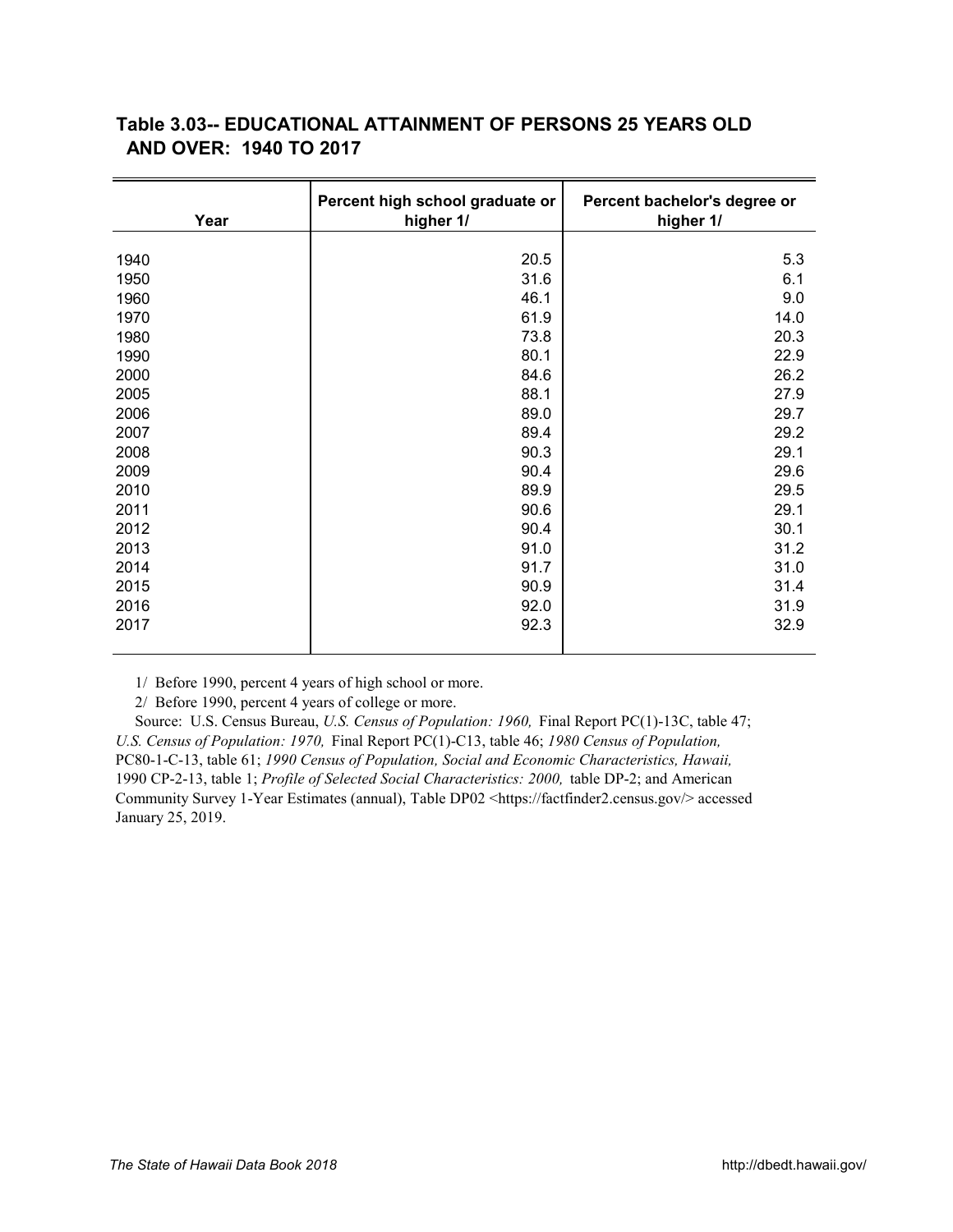## Table 3.03-- EDUCATIONAL ATTAINMENT OF PERSONS 25 YEARS OLD AND OVER: 1940 TO 2017

| Year | Percent high school graduate or higher 1/ | Percent bachelor's degree or higher 1/ |
|---|---|---|
| 1940 | 20.5 | 5.3 |
| 1950 | 31.6 | 6.1 |
| 1960 | 46.1 | 9.0 |
| 1970 | 61.9 | 14.0 |
| 1980 | 73.8 | 20.3 |
| 1990 | 80.1 | 22.9 |
| 2000 | 84.6 | 26.2 |
| 2005 | 88.1 | 27.9 |
| 2006 | 89.0 | 29.7 |
| 2007 | 89.4 | 29.2 |
| 2008 | 90.3 | 29.1 |
| 2009 | 90.4 | 29.6 |
| 2010 | 89.9 | 29.5 |
| 2011 | 90.6 | 29.1 |
| 2012 | 90.4 | 30.1 |
| 2013 | 91.0 | 31.2 |
| 2014 | 91.7 | 31.0 |
| 2015 | 90.9 | 31.4 |
| 2016 | 92.0 | 31.9 |
| 2017 | 92.3 | 32.9 |

1/ Before 1990, percent 4 years of high school or more.

2/ Before 1990, percent 4 years of college or more.

Source: U.S. Census Bureau, *U.S. Census of Population: 1960,* Final Report PC(1)-13C, table 47; *U.S. Census of Population: 1970,* Final Report PC(1)-C13, table 46; *1980 Census of Population,* PC80-1-C-13, table 61; *1990 Census of Population, Social and Economic Characteristics, Hawaii,* 1990 CP-2-13, table 1; *Profile of Selected Social Characteristics: 2000,* table DP-2; and American Community Survey 1-Year Estimates (annual), Table DP02 <https://factfinder2.census.gov/> accessed January 25, 2019.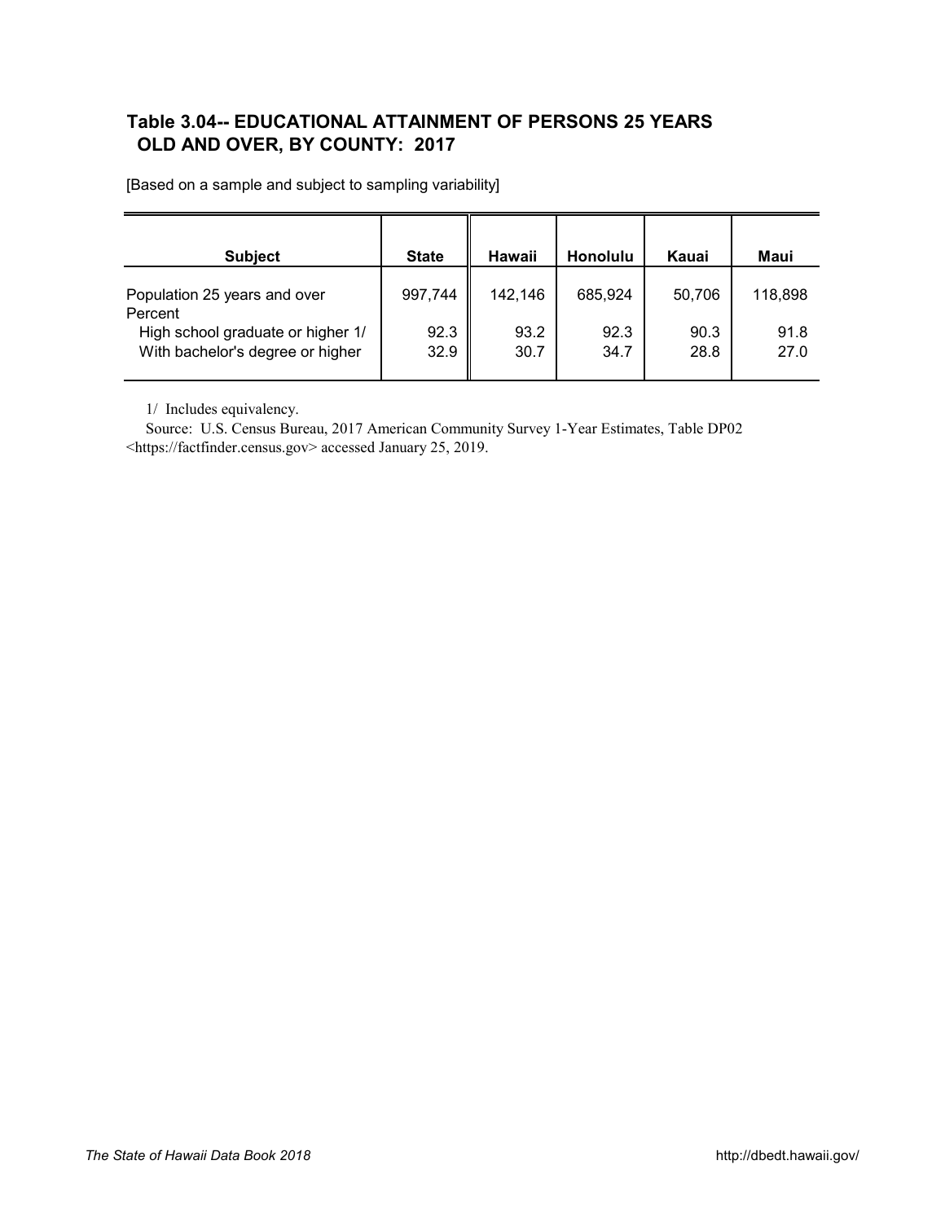## Table 3.04-- EDUCATIONAL ATTAINMENT OF PERSONS 25 YEARS OLD AND OVER, BY COUNTY: 2017

[Based on a sample and subject to sampling variability]

| Subject | State | Hawaii | Honolulu | Kauai | Maui |
|---|---|---|---|---|---|
| Population 25 years and over | 997,744 | 142,146 | 685,924 | 50,706 | 118,898 |
| Percent | | | | | |
| High school graduate or higher 1/ | 92.3 | 93.2 | 92.3 | 90.3 | 91.8 |
| With bachelor's degree or higher | 32.9 | 30.7 | 34.7 | 28.8 | 27.0 |

1/ Includes equivalency.

Source: U.S. Census Bureau, 2017 American Community Survey 1-Year Estimates, Table DP02 <https://factfinder.census.gov> accessed January 25, 2019.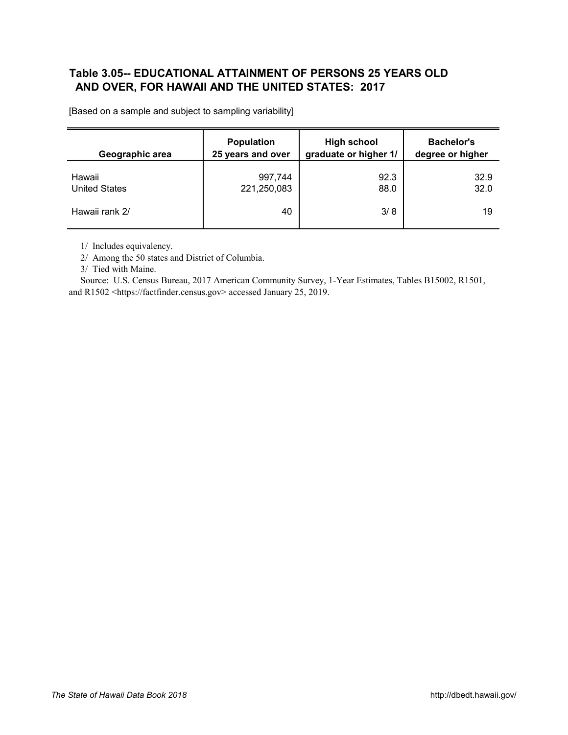## Table 3.05-- EDUCATIONAL ATTAINMENT OF PERSONS 25 YEARS OLD AND OVER, FOR HAWAII AND THE UNITED STATES: 2017

[Based on a sample and subject to sampling variability]

| Geographic area | Population 25 years and over | High school graduate or higher 1/ | Bachelor's degree or higher |
|---|---|---|---|
| Hawaii | 997,744 | 92.3 | 32.9 |
| United States | 221,250,083 | 88.0 | 32.0 |
| Hawaii rank 2/ | 40 | 3/ 8 | 19 |

1/ Includes equivalency.

2/ Among the 50 states and District of Columbia.

3/ Tied with Maine.

Source: U.S. Census Bureau, 2017 American Community Survey, 1-Year Estimates, Tables B15002, R1501, and R1502 <https://factfinder.census.gov> accessed January 25, 2019.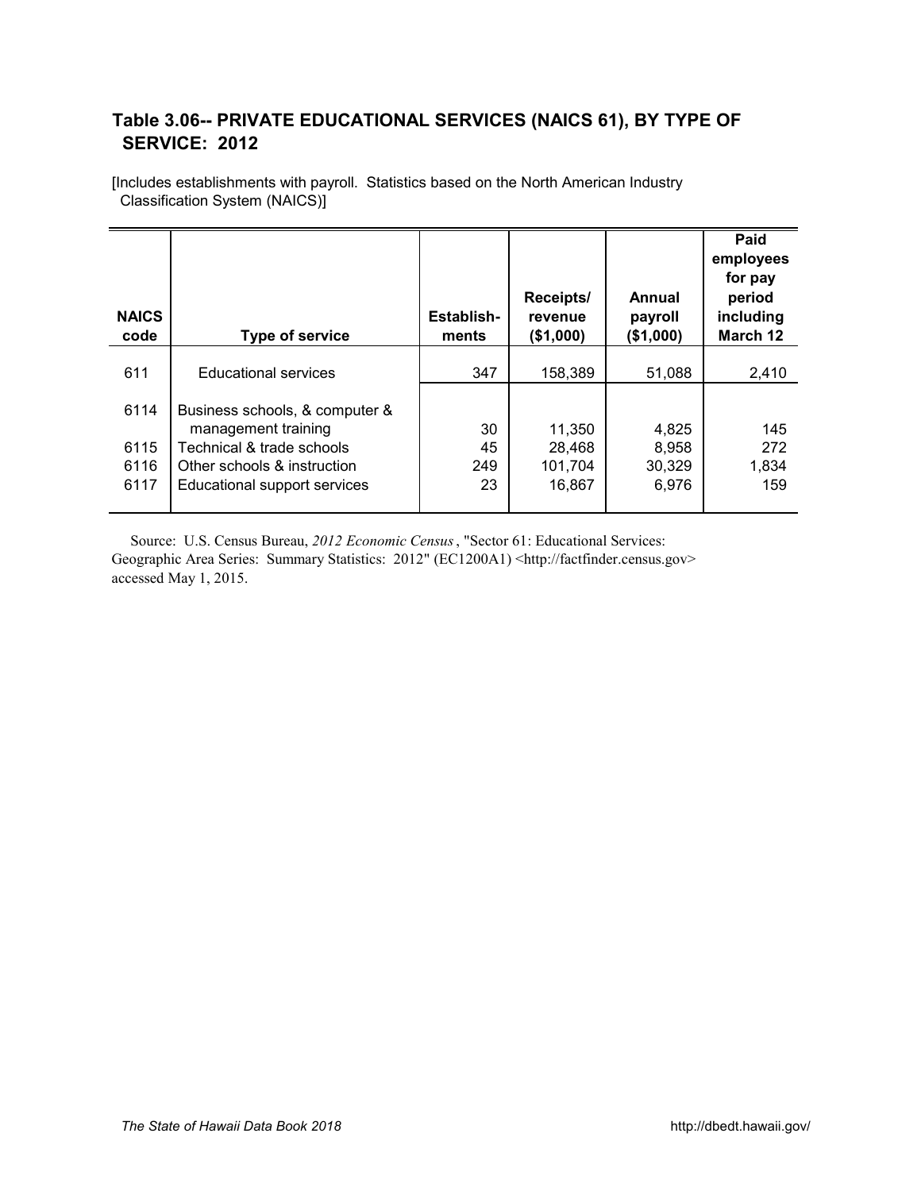## Table 3.06-- PRIVATE EDUCATIONAL SERVICES (NAICS 61), BY TYPE OF SERVICE: 2012

[Includes establishments with payroll. Statistics based on the North American Industry Classification System (NAICS)]

| NAICS code | Type of service | Establish-ments | Receipts/ revenue ($1,000) | Annual payroll ($1,000) | Paid employees for pay period including March 12 |
|---|---|---|---|---|---|
| 611 | Educational services | 347 | 158,389 | 51,088 | 2,410 |
| 6114 | Business schools, & computer & management training | 30 | 11,350 | 4,825 | 145 |
| 6115 | Technical & trade schools | 45 | 28,468 | 8,958 | 272 |
| 6116 | Other schools & instruction | 249 | 101,704 | 30,329 | 1,834 |
| 6117 | Educational support services | 23 | 16,867 | 6,976 | 159 |

Source: U.S. Census Bureau, *2012 Economic Census*, "Sector 61: Educational Services: Geographic Area Series: Summary Statistics: 2012" (EC1200A1) <http://factfinder.census.gov> accessed May 1, 2015.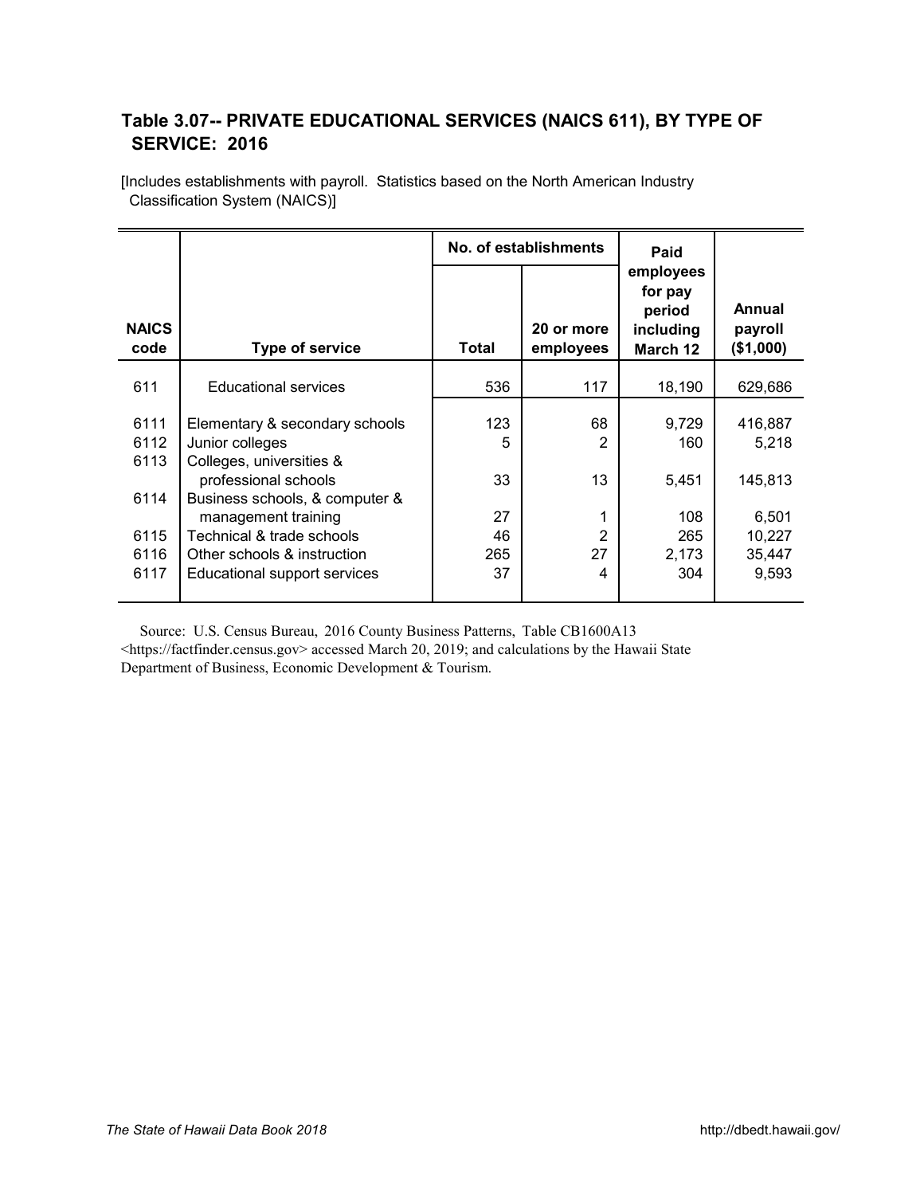## Table 3.07-- PRIVATE EDUCATIONAL SERVICES (NAICS 611), BY TYPE OF SERVICE: 2016

[Includes establishments with payroll. Statistics based on the North American Industry Classification System (NAICS)]

| NAICS code | Type of service | No. of establishments | | Paid employees for pay period including March 12 | Annual payroll ($1,000) |
|---|---|---|---|---|---|
| | | Total | 20 or more employees | | |
| 611 | Educational services | 536 | 117 | 18,190 | 629,686 |
| 6111 | Elementary & secondary schools | 123 | 68 | 9,729 | 416,887 |
| 6112 | Junior colleges | 5 | 2 | 160 | 5,218 |
| 6113 | Colleges, universities & professional schools | 33 | 13 | 5,451 | 145,813 |
| 6114 | Business schools, & computer & management training | 27 | 1 | 108 | 6,501 |
| 6115 | Technical & trade schools | 46 | 2 | 265 | 10,227 |
| 6116 | Other schools & instruction | 265 | 27 | 2,173 | 35,447 |
| 6117 | Educational support services | 37 | 4 | 304 | 9,593 |

Source: U.S. Census Bureau, 2016 County Business Patterns, Table CB1600A13 <https://factfinder.census.gov> accessed March 20, 2019; and calculations by the Hawaii State Department of Business, Economic Development & Tourism.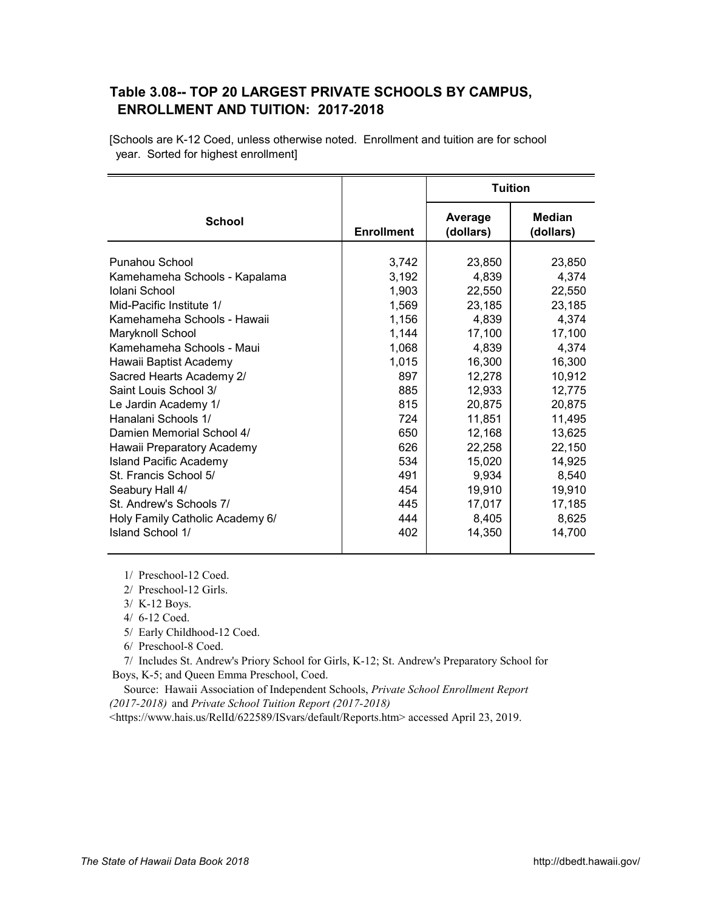## Table 3.08-- TOP 20 LARGEST PRIVATE SCHOOLS BY CAMPUS, ENROLLMENT AND TUITION: 2017-2018

[Schools are K-12 Coed, unless otherwise noted. Enrollment and tuition are for school year. Sorted for highest enrollment]

| School | Enrollment | Tuition | |
|---|---|---|---|
| | | Average (dollars) | Median (dollars) |
| Punahou School | 3,742 | 23,850 | 23,850 |
| Kamehameha Schools - Kapalama | 3,192 | 4,839 | 4,374 |
| Iolani School | 1,903 | 22,550 | 22,550 |
| Mid-Pacific Institute 1/ | 1,569 | 23,185 | 23,185 |
| Kamehameha Schools - Hawaii | 1,156 | 4,839 | 4,374 |
| Maryknoll School | 1,144 | 17,100 | 17,100 |
| Kamehameha Schools - Maui | 1,068 | 4,839 | 4,374 |
| Hawaii Baptist Academy | 1,015 | 16,300 | 16,300 |
| Sacred Hearts Academy 2/ | 897 | 12,278 | 10,912 |
| Saint Louis School 3/ | 885 | 12,933 | 12,775 |
| Le Jardin Academy 1/ | 815 | 20,875 | 20,875 |
| Hanalani Schools 1/ | 724 | 11,851 | 11,495 |
| Damien Memorial School 4/ | 650 | 12,168 | 13,625 |
| Hawaii Preparatory Academy | 626 | 22,258 | 22,150 |
| Island Pacific Academy | 534 | 15,020 | 14,925 |
| St. Francis School 5/ | 491 | 9,934 | 8,540 |
| Seabury Hall 4/ | 454 | 19,910 | 19,910 |
| St. Andrew's Schools 7/ | 445 | 17,017 | 17,185 |
| Holy Family Catholic Academy 6/ | 444 | 8,405 | 8,625 |
| Island School 1/ | 402 | 14,350 | 14,700 |

1/ Preschool-12 Coed.

2/ Preschool-12 Girls.

3/ K-12 Boys.

4/ 6-12 Coed.

5/ Early Childhood-12 Coed.

6/ Preschool-8 Coed.

7/ Includes St. Andrew's Priory School for Girls, K-12; St. Andrew's Preparatory School for Boys, K-5; and Queen Emma Preschool, Coed.

Source: Hawaii Association of Independent Schools, *Private School Enrollment Report (2017-2018)* and *Private School Tuition Report (2017-2018)* <https://www.hais.us/RelId/622589/ISvars/default/Reports.htm> accessed April 23, 2019.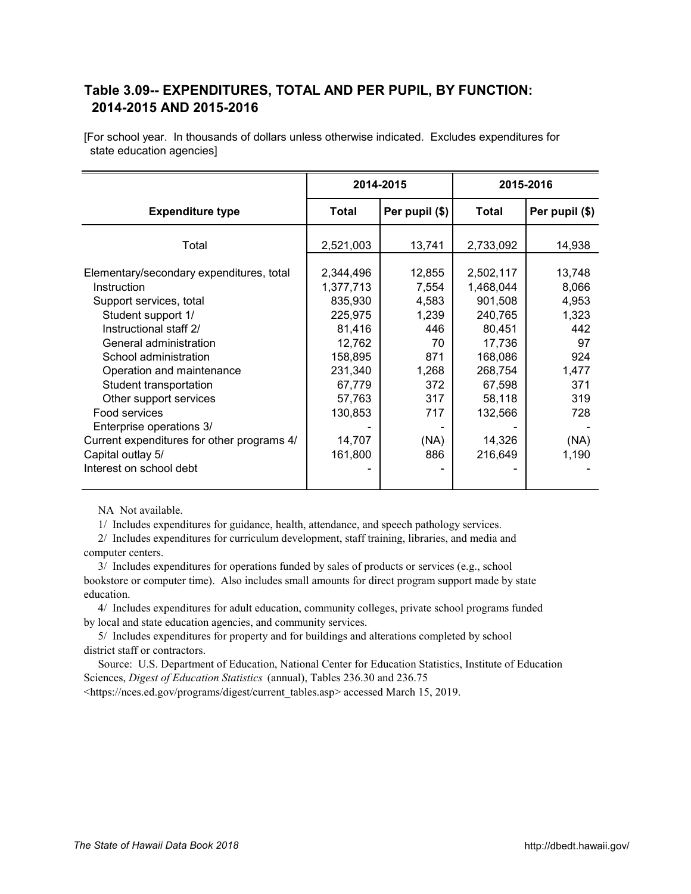## Table 3.09-- EXPENDITURES, TOTAL AND PER PUPIL, BY FUNCTION: 2014-2015 AND 2015-2016

[For school year. In thousands of dollars unless otherwise indicated. Excludes expenditures for state education agencies]

| Expenditure type | 2014-2015 | | 2015-2016 | |
|---|---|---|---|---|
| | Total | Per pupil ($) | Total | Per pupil ($) |
| Total | 2,521,003 | 13,741 | 2,733,092 | 14,938 |
| Elementary/secondary expenditures, total | 2,344,496 | 12,855 | 2,502,117 | 13,748 |
| Instruction | 1,377,713 | 7,554 | 1,468,044 | 8,066 |
| Support services, total | 835,930 | 4,583 | 901,508 | 4,953 |
| Student support 1/ | 225,975 | 1,239 | 240,765 | 1,323 |
| Instructional staff 2/ | 81,416 | 446 | 80,451 | 442 |
| General administration | 12,762 | 70 | 17,736 | 97 |
| School administration | 158,895 | 871 | 168,086 | 924 |
| Operation and maintenance | 231,340 | 1,268 | 268,754 | 1,477 |
| Student transportation | 67,779 | 372 | 67,598 | 371 |
| Other support services | 57,763 | 317 | 58,118 | 319 |
| Food services | 130,853 | 717 | 132,566 | 728 |
| Enterprise operations 3/ | - | - | - | - |
| Current expenditures for other programs 4/ | 14,707 | (NA) | 14,326 | (NA) |
| Capital outlay 5/ | 161,800 | 886 | 216,649 | 1,190 |
| Interest on school debt | - | - | - | - |

NA Not available.

1/ Includes expenditures for guidance, health, attendance, and speech pathology services.

2/ Includes expenditures for curriculum development, staff training, libraries, and media and computer centers.

3/ Includes expenditures for operations funded by sales of products or services (e.g., school bookstore or computer time). Also includes small amounts for direct program support made by state education.

4/ Includes expenditures for adult education, community colleges, private school programs funded by local and state education agencies, and community services.

5/ Includes expenditures for property and for buildings and alterations completed by school district staff or contractors.

Source: U.S. Department of Education, National Center for Education Statistics, Institute of Education Sciences, *Digest of Education Statistics* (annual), Tables 236.30 and 236.75 <https://nces.ed.gov/programs/digest/current_tables.asp> accessed March 15, 2019.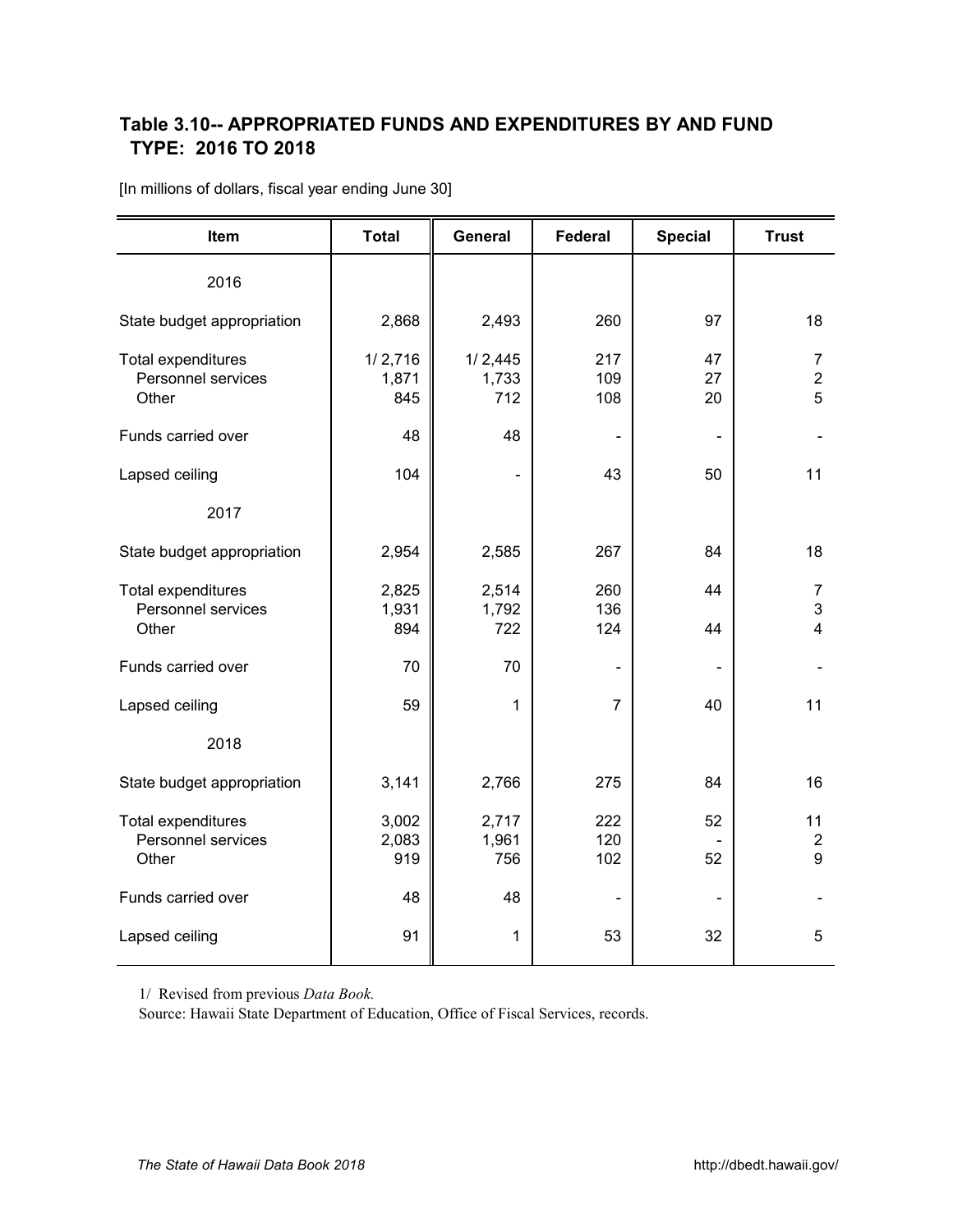## Table 3.10-- APPROPRIATED FUNDS AND EXPENDITURES BY AND FUND TYPE: 2016 TO 2018

[In millions of dollars, fiscal year ending June 30]

| Item | Total | General | Federal | Special | Trust |
|---|---|---|---|---|---|
| 2016 | | | | | |
| State budget appropriation | 2,868 | 2,493 | 260 | 97 | 18 |
| Total expenditures | 1/ 2,716 | 1/ 2,445 | 217 | 47 | 7 |
| Personnel services | 1,871 | 1,733 | 109 | 27 | 2 |
| Other | 845 | 712 | 108 | 20 | 5 |
| Funds carried over | 48 | 48 | - | - | - |
| Lapsed ceiling | 104 | - | 43 | 50 | 11 |
| 2017 | | | | | |
| State budget appropriation | 2,954 | 2,585 | 267 | 84 | 18 |
| Total expenditures | 2,825 | 2,514 | 260 | 44 | 7 |
| Personnel services | 1,931 | 1,792 | 136 | | 3 |
| Other | 894 | 722 | 124 | 44 | 4 |
| Funds carried over | 70 | 70 | - | - | - |
| Lapsed ceiling | 59 | 1 | 7 | 40 | 11 |
| 2018 | | | | | |
| State budget appropriation | 3,141 | 2,766 | 275 | 84 | 16 |
| Total expenditures | 3,002 | 2,717 | 222 | 52 | 11 |
| Personnel services | 2,083 | 1,961 | 120 | - | 2 |
| Other | 919 | 756 | 102 | 52 | 9 |
| Funds carried over | 48 | 48 | - | - | - |
| Lapsed ceiling | 91 | 1 | 53 | 32 | 5 |

1/ Revised from previous *Data Book.*

Source: Hawaii State Department of Education, Office of Fiscal Services, records.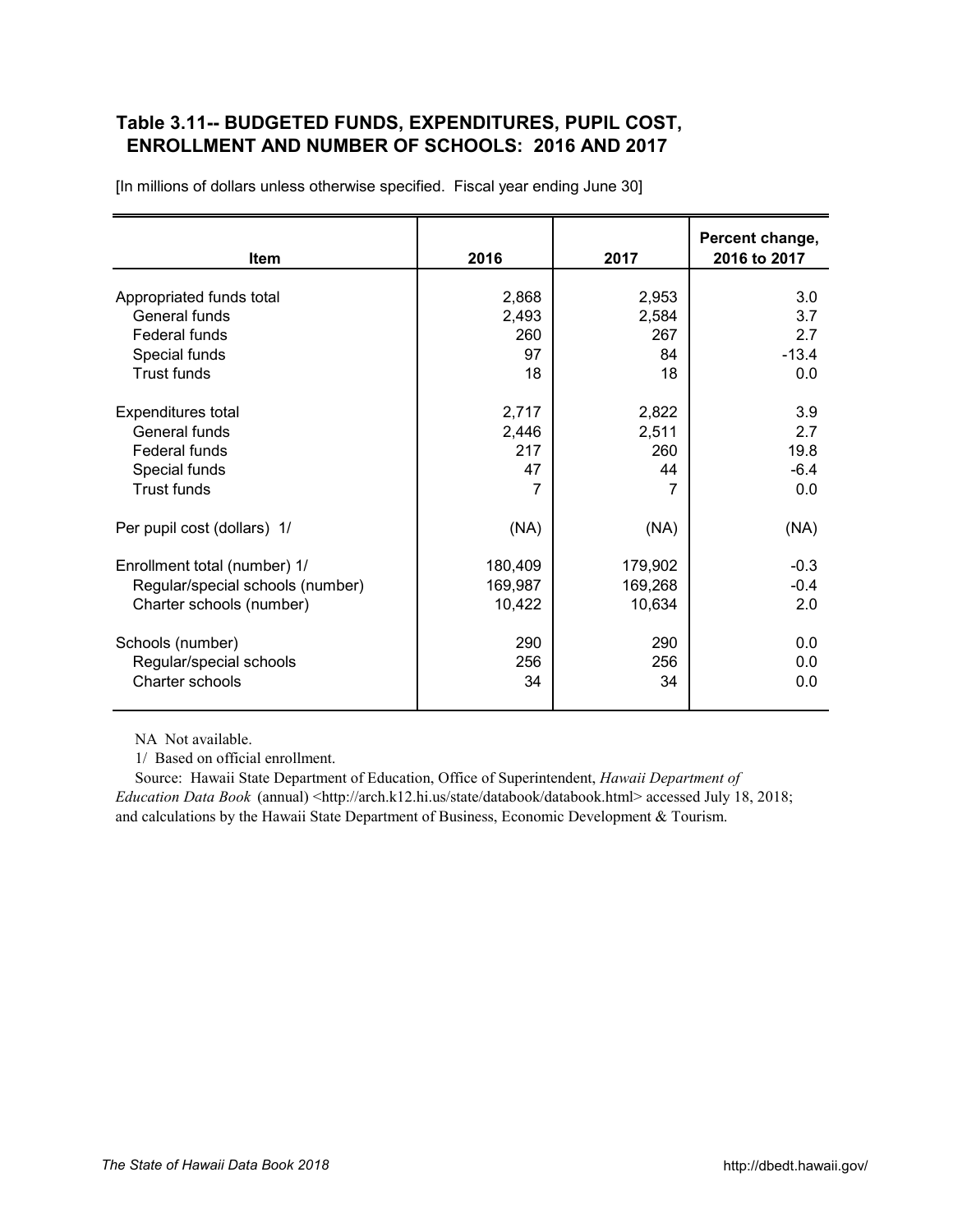## Table 3.11-- BUDGETED FUNDS, EXPENDITURES, PUPIL COST, ENROLLMENT AND NUMBER OF SCHOOLS: 2016 AND 2017

[In millions of dollars unless otherwise specified. Fiscal year ending June 30]

| Item | 2016 | 2017 | Percent change, 2016 to 2017 |
|---|---|---|---|
| Appropriated funds total | 2,868 | 2,953 | 3.0 |
| General funds | 2,493 | 2,584 | 3.7 |
| Federal funds | 260 | 267 | 2.7 |
| Special funds | 97 | 84 | -13.4 |
| Trust funds | 18 | 18 | 0.0 |
| Expenditures total | 2,717 | 2,822 | 3.9 |
| General funds | 2,446 | 2,511 | 2.7 |
| Federal funds | 217 | 260 | 19.8 |
| Special funds | 47 | 44 | -6.4 |
| Trust funds | 7 | 7 | 0.0 |
| Per pupil cost (dollars) 1/ | (NA) | (NA) | (NA) |
| Enrollment total (number) 1/ | 180,409 | 179,902 | -0.3 |
| Regular/special schools (number) | 169,987 | 169,268 | -0.4 |
| Charter schools (number) | 10,422 | 10,634 | 2.0 |
| Schools (number) | 290 | 290 | 0.0 |
| Regular/special schools | 256 | 256 | 0.0 |
| Charter schools | 34 | 34 | 0.0 |

NA Not available.

1/ Based on official enrollment.

Source: Hawaii State Department of Education, Office of Superintendent, *Hawaii Department of Education Data Book* (annual) <http://arch.k12.hi.us/state/databook/databook.html> accessed July 18, 2018; and calculations by the Hawaii State Department of Business, Economic Development & Tourism.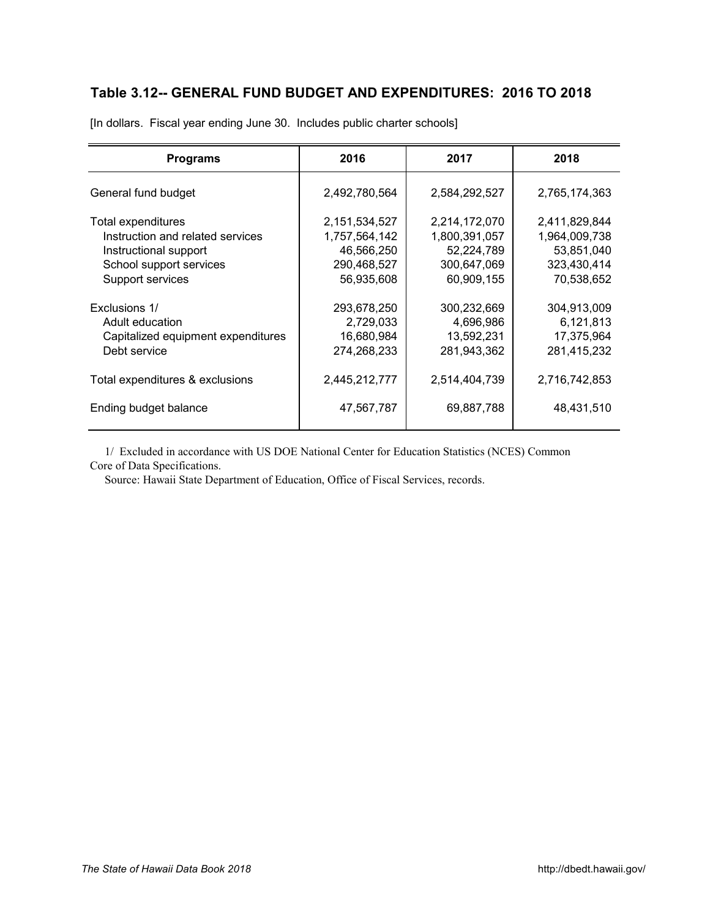## Table 3.12-- GENERAL FUND BUDGET AND EXPENDITURES: 2016 TO 2018

[In dollars. Fiscal year ending June 30. Includes public charter schools]

| Programs | 2016 | 2017 | 2018 |
|---|---|---|---|
| General fund budget | 2,492,780,564 | 2,584,292,527 | 2,765,174,363 |
| Total expenditures | 2,151,534,527 | 2,214,172,070 | 2,411,829,844 |
| Instruction and related services | 1,757,564,142 | 1,800,391,057 | 1,964,009,738 |
| Instructional support | 46,566,250 | 52,224,789 | 53,851,040 |
| School support services | 290,468,527 | 300,647,069 | 323,430,414 |
| Support services | 56,935,608 | 60,909,155 | 70,538,652 |
| Exclusions 1/ | 293,678,250 | 300,232,669 | 304,913,009 |
| Adult education | 2,729,033 | 4,696,986 | 6,121,813 |
| Capitalized equipment expenditures | 16,680,984 | 13,592,231 | 17,375,964 |
| Debt service | 274,268,233 | 281,943,362 | 281,415,232 |
| Total expenditures & exclusions | 2,445,212,777 | 2,514,404,739 | 2,716,742,853 |
| Ending budget balance | 47,567,787 | 69,887,788 | 48,431,510 |

1/ Excluded in accordance with US DOE National Center for Education Statistics (NCES) Common Core of Data Specifications.

Source: Hawaii State Department of Education, Office of Fiscal Services, records.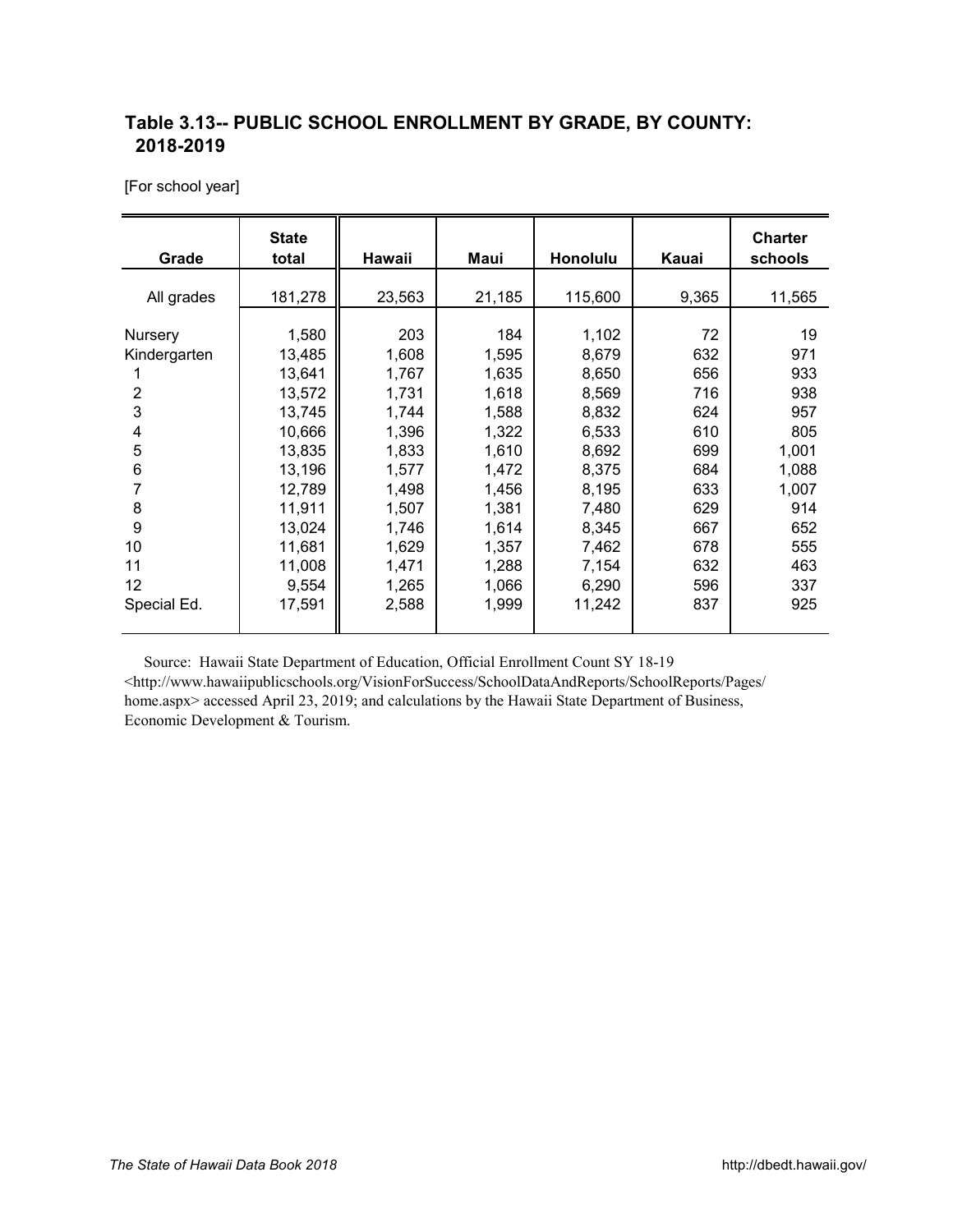## Table 3.13-- PUBLIC SCHOOL ENROLLMENT BY GRADE, BY COUNTY: 2018-2019

[For school year]

| Grade | State total | Hawaii | Maui | Honolulu | Kauai | Charter schools |
|---|---|---|---|---|---|---|
| All grades | 181,278 | 23,563 | 21,185 | 115,600 | 9,365 | 11,565 |
| Nursery | 1,580 | 203 | 184 | 1,102 | 72 | 19 |
| Kindergarten | 13,485 | 1,608 | 1,595 | 8,679 | 632 | 971 |
| 1 | 13,641 | 1,767 | 1,635 | 8,650 | 656 | 933 |
| 2 | 13,572 | 1,731 | 1,618 | 8,569 | 716 | 938 |
| 3 | 13,745 | 1,744 | 1,588 | 8,832 | 624 | 957 |
| 4 | 10,666 | 1,396 | 1,322 | 6,533 | 610 | 805 |
| 5 | 13,835 | 1,833 | 1,610 | 8,692 | 699 | 1,001 |
| 6 | 13,196 | 1,577 | 1,472 | 8,375 | 684 | 1,088 |
| 7 | 12,789 | 1,498 | 1,456 | 8,195 | 633 | 1,007 |
| 8 | 11,911 | 1,507 | 1,381 | 7,480 | 629 | 914 |
| 9 | 13,024 | 1,746 | 1,614 | 8,345 | 667 | 652 |
| 10 | 11,681 | 1,629 | 1,357 | 7,462 | 678 | 555 |
| 11 | 11,008 | 1,471 | 1,288 | 7,154 | 632 | 463 |
| 12 | 9,554 | 1,265 | 1,066 | 6,290 | 596 | 337 |
| Special Ed. | 17,591 | 2,588 | 1,999 | 11,242 | 837 | 925 |

Source: Hawaii State Department of Education, Official Enrollment Count SY 18-19 <http://www.hawaiipublicschools.org/VisionForSuccess/SchoolDataAndReports/SchoolReports/Pages/home.aspx> accessed April 23, 2019; and calculations by the Hawaii State Department of Business, Economic Development & Tourism.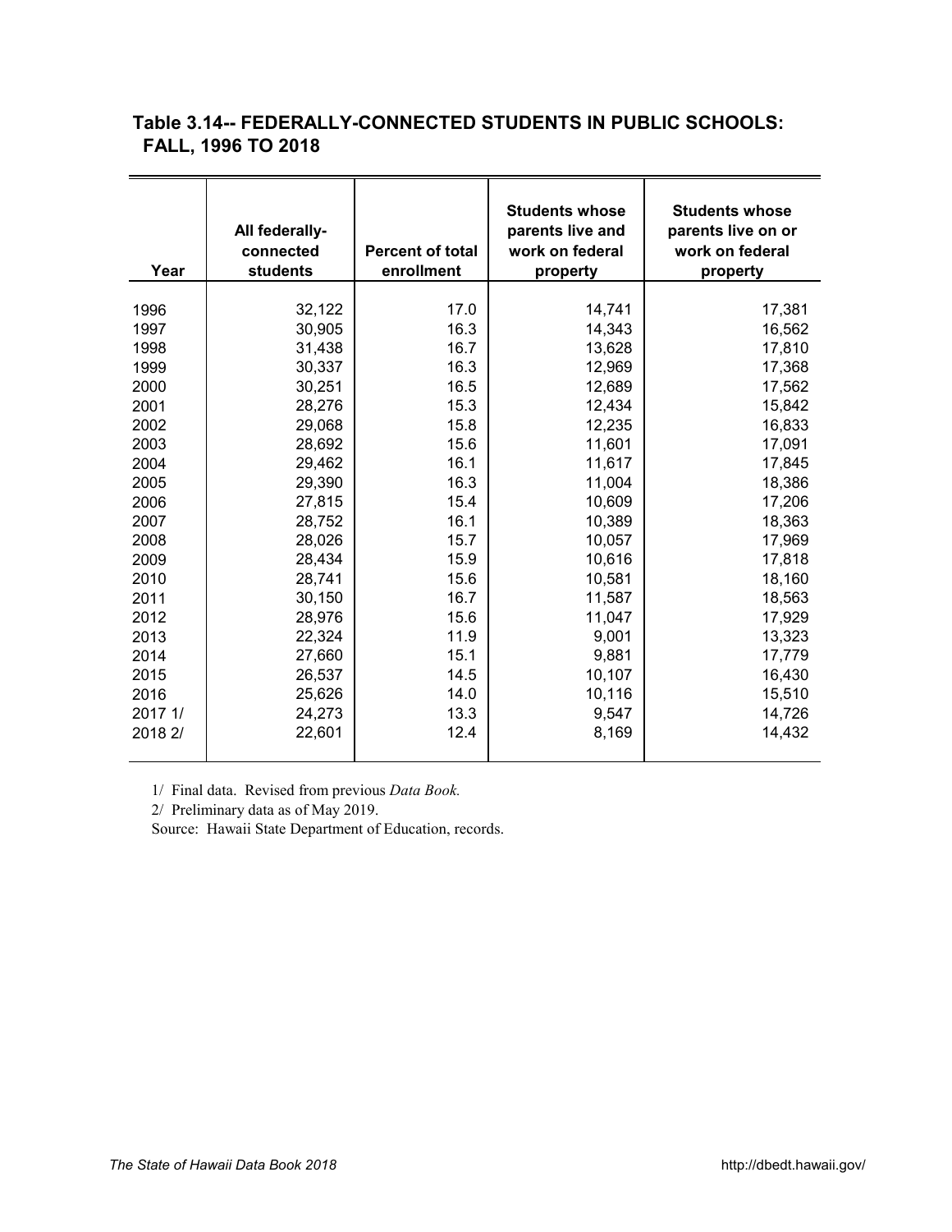## Table 3.14-- FEDERALLY-CONNECTED STUDENTS IN PUBLIC SCHOOLS: FALL, 1996 TO 2018

| Year | All federally-connected students | Percent of total enrollment | Students whose parents live and work on federal property | Students whose parents live on or work on federal property |
|---|---|---|---|---|
| 1996 | 32,122 | 17.0 | 14,741 | 17,381 |
| 1997 | 30,905 | 16.3 | 14,343 | 16,562 |
| 1998 | 31,438 | 16.7 | 13,628 | 17,810 |
| 1999 | 30,337 | 16.3 | 12,969 | 17,368 |
| 2000 | 30,251 | 16.5 | 12,689 | 17,562 |
| 2001 | 28,276 | 15.3 | 12,434 | 15,842 |
| 2002 | 29,068 | 15.8 | 12,235 | 16,833 |
| 2003 | 28,692 | 15.6 | 11,601 | 17,091 |
| 2004 | 29,462 | 16.1 | 11,617 | 17,845 |
| 2005 | 29,390 | 16.3 | 11,004 | 18,386 |
| 2006 | 27,815 | 15.4 | 10,609 | 17,206 |
| 2007 | 28,752 | 16.1 | 10,389 | 18,363 |
| 2008 | 28,026 | 15.7 | 10,057 | 17,969 |
| 2009 | 28,434 | 15.9 | 10,616 | 17,818 |
| 2010 | 28,741 | 15.6 | 10,581 | 18,160 |
| 2011 | 30,150 | 16.7 | 11,587 | 18,563 |
| 2012 | 28,976 | 15.6 | 11,047 | 17,929 |
| 2013 | 22,324 | 11.9 | 9,001 | 13,323 |
| 2014 | 27,660 | 15.1 | 9,881 | 17,779 |
| 2015 | 26,537 | 14.5 | 10,107 | 16,430 |
| 2016 | 25,626 | 14.0 | 10,116 | 15,510 |
| 2017 1/ | 24,273 | 13.3 | 9,547 | 14,726 |
| 2018 2/ | 22,601 | 12.4 | 8,169 | 14,432 |

1/ Final data. Revised from previous *Data Book.*

2/ Preliminary data as of May 2019.

Source: Hawaii State Department of Education, records.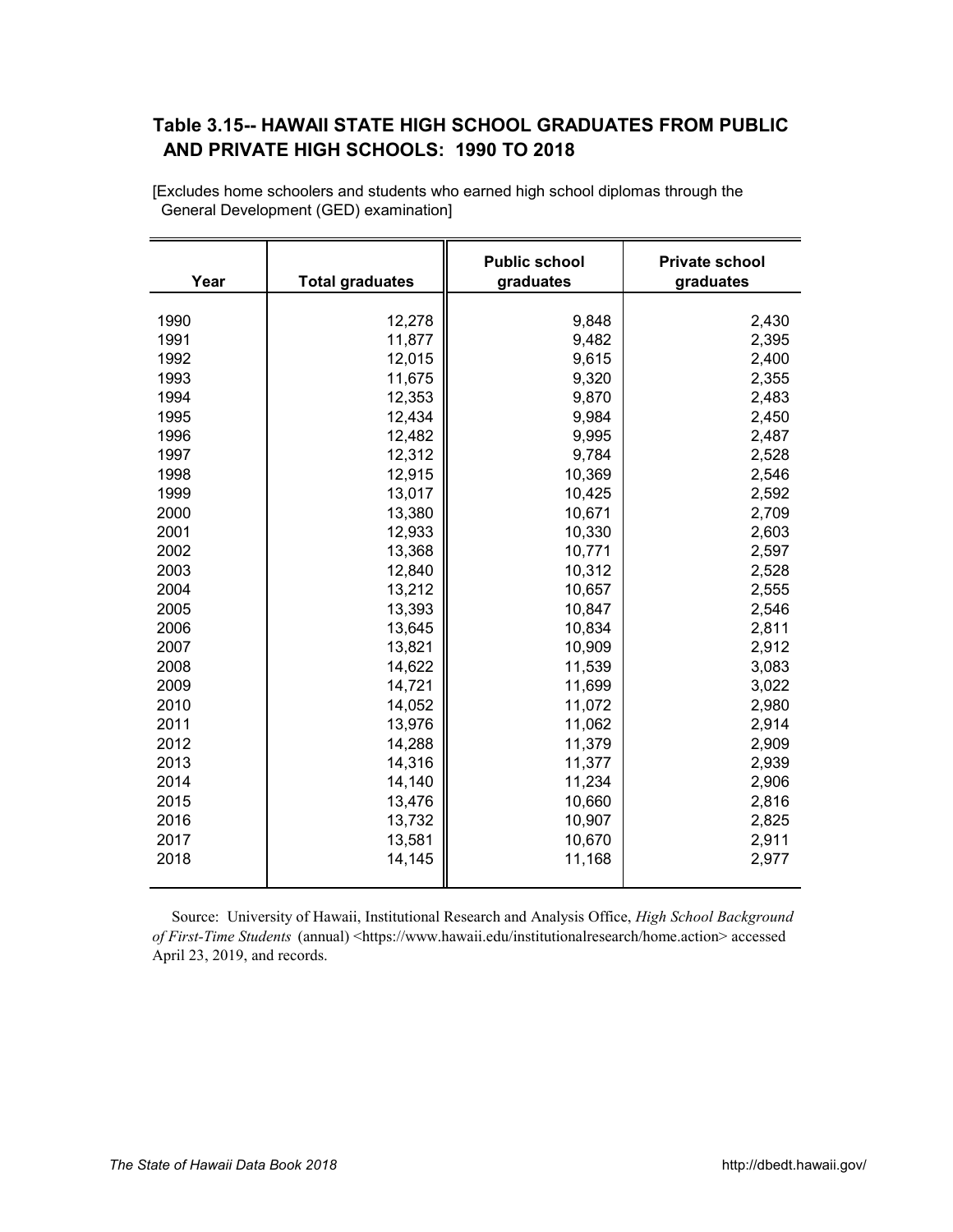## Table 3.15-- HAWAII STATE HIGH SCHOOL GRADUATES FROM PUBLIC AND PRIVATE HIGH SCHOOLS: 1990 TO 2018

[Excludes home schoolers and students who earned high school diplomas through the General Development (GED) examination]

| Year | Total graduates | Public school graduates | Private school graduates |
|---|---|---|---|
| 1990 | 12,278 | 9,848 | 2,430 |
| 1991 | 11,877 | 9,482 | 2,395 |
| 1992 | 12,015 | 9,615 | 2,400 |
| 1993 | 11,675 | 9,320 | 2,355 |
| 1994 | 12,353 | 9,870 | 2,483 |
| 1995 | 12,434 | 9,984 | 2,450 |
| 1996 | 12,482 | 9,995 | 2,487 |
| 1997 | 12,312 | 9,784 | 2,528 |
| 1998 | 12,915 | 10,369 | 2,546 |
| 1999 | 13,017 | 10,425 | 2,592 |
| 2000 | 13,380 | 10,671 | 2,709 |
| 2001 | 12,933 | 10,330 | 2,603 |
| 2002 | 13,368 | 10,771 | 2,597 |
| 2003 | 12,840 | 10,312 | 2,528 |
| 2004 | 13,212 | 10,657 | 2,555 |
| 2005 | 13,393 | 10,847 | 2,546 |
| 2006 | 13,645 | 10,834 | 2,811 |
| 2007 | 13,821 | 10,909 | 2,912 |
| 2008 | 14,622 | 11,539 | 3,083 |
| 2009 | 14,721 | 11,699 | 3,022 |
| 2010 | 14,052 | 11,072 | 2,980 |
| 2011 | 13,976 | 11,062 | 2,914 |
| 2012 | 14,288 | 11,379 | 2,909 |
| 2013 | 14,316 | 11,377 | 2,939 |
| 2014 | 14,140 | 11,234 | 2,906 |
| 2015 | 13,476 | 10,660 | 2,816 |
| 2016 | 13,732 | 10,907 | 2,825 |
| 2017 | 13,581 | 10,670 | 2,911 |
| 2018 | 14,145 | 11,168 | 2,977 |

Source: University of Hawaii, Institutional Research and Analysis Office, *High School Background of First-Time Students* (annual) <https://www.hawaii.edu/institutionalresearch/home.action> accessed April 23, 2019, and records.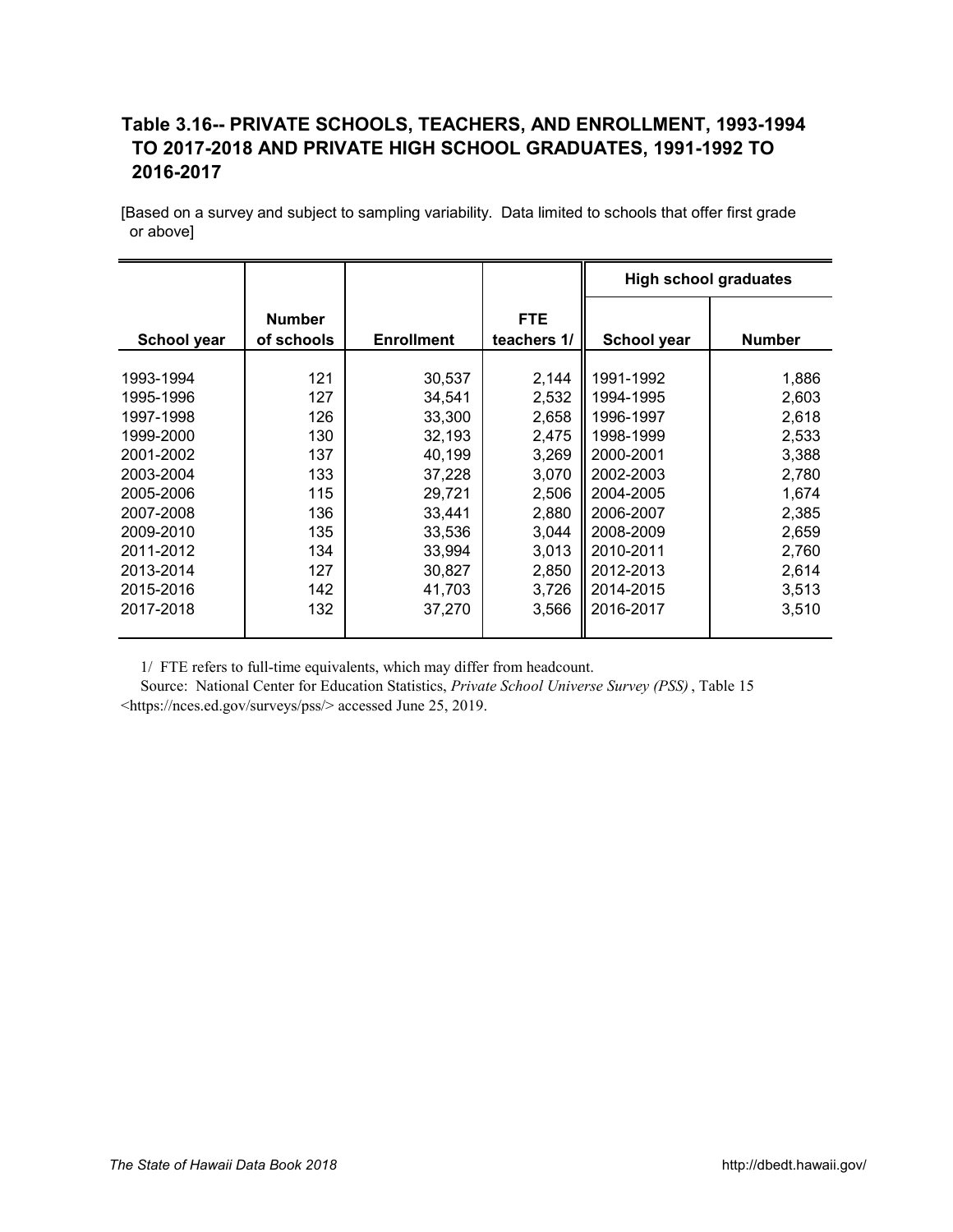## Table 3.16-- PRIVATE SCHOOLS, TEACHERS, AND ENROLLMENT, 1993-1994 TO 2017-2018 AND PRIVATE HIGH SCHOOL GRADUATES, 1991-1992 TO 2016-2017

[Based on a survey and subject to sampling variability. Data limited to schools that offer first grade or above]

| School year | Number of schools | Enrollment | FTE teachers 1/ | High school graduates | |
|---|---|---|---|---|---|
| | | | | School year | Number |
| 1993-1994 | 121 | 30,537 | 2,144 | 1991-1992 | 1,886 |
| 1995-1996 | 127 | 34,541 | 2,532 | 1994-1995 | 2,603 |
| 1997-1998 | 126 | 33,300 | 2,658 | 1996-1997 | 2,618 |
| 1999-2000 | 130 | 32,193 | 2,475 | 1998-1999 | 2,533 |
| 2001-2002 | 137 | 40,199 | 3,269 | 2000-2001 | 3,388 |
| 2003-2004 | 133 | 37,228 | 3,070 | 2002-2003 | 2,780 |
| 2005-2006 | 115 | 29,721 | 2,506 | 2004-2005 | 1,674 |
| 2007-2008 | 136 | 33,441 | 2,880 | 2006-2007 | 2,385 |
| 2009-2010 | 135 | 33,536 | 3,044 | 2008-2009 | 2,659 |
| 2011-2012 | 134 | 33,994 | 3,013 | 2010-2011 | 2,760 |
| 2013-2014 | 127 | 30,827 | 2,850 | 2012-2013 | 2,614 |
| 2015-2016 | 142 | 41,703 | 3,726 | 2014-2015 | 3,513 |
| 2017-2018 | 132 | 37,270 | 3,566 | 2016-2017 | 3,510 |

1/ FTE refers to full-time equivalents, which may differ from headcount.

Source: National Center for Education Statistics, *Private School Universe Survey (PSS)*, Table 15 <https://nces.ed.gov/surveys/pss/> accessed June 25, 2019.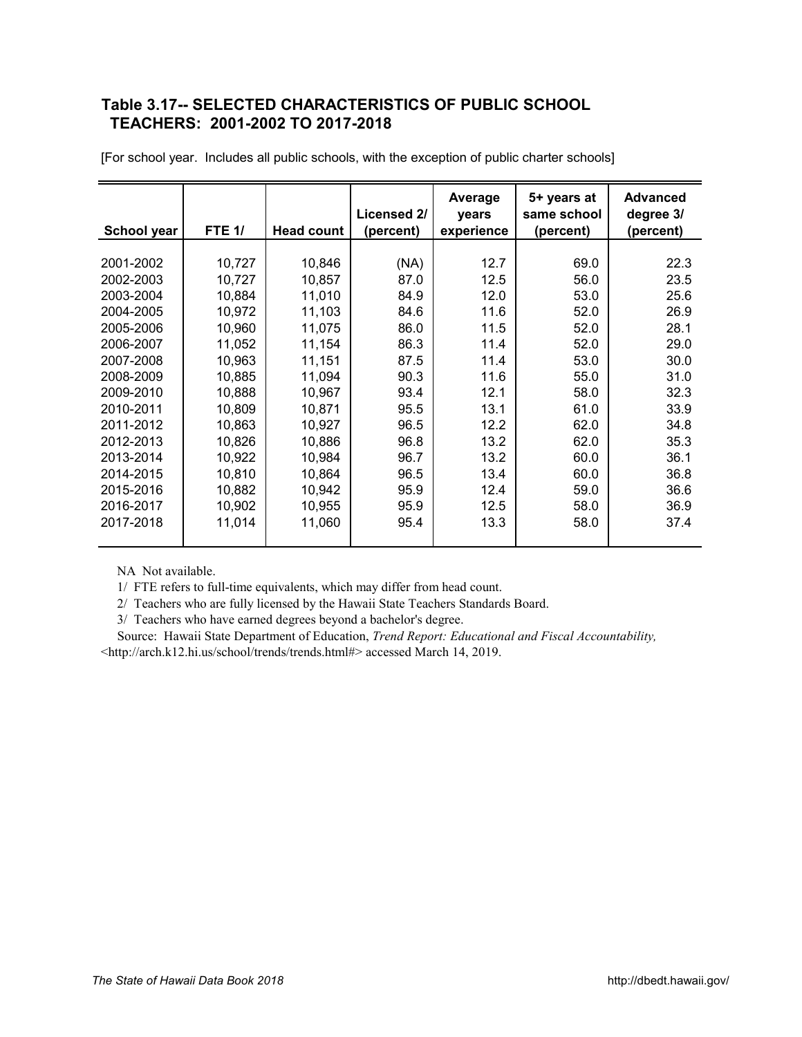## Table 3.17-- SELECTED CHARACTERISTICS OF PUBLIC SCHOOL TEACHERS: 2001-2002 TO 2017-2018

[For school year. Includes all public schools, with the exception of public charter schools]

| School year | FTE 1/ | Head count | Licensed 2/ (percent) | Average years experience | 5+ years at same school (percent) | Advanced degree 3/ (percent) |
|---|---|---|---|---|---|---|
| 2001-2002 | 10,727 | 10,846 | (NA) | 12.7 | 69.0 | 22.3 |
| 2002-2003 | 10,727 | 10,857 | 87.0 | 12.5 | 56.0 | 23.5 |
| 2003-2004 | 10,884 | 11,010 | 84.9 | 12.0 | 53.0 | 25.6 |
| 2004-2005 | 10,972 | 11,103 | 84.6 | 11.6 | 52.0 | 26.9 |
| 2005-2006 | 10,960 | 11,075 | 86.0 | 11.5 | 52.0 | 28.1 |
| 2006-2007 | 11,052 | 11,154 | 86.3 | 11.4 | 52.0 | 29.0 |
| 2007-2008 | 10,963 | 11,151 | 87.5 | 11.4 | 53.0 | 30.0 |
| 2008-2009 | 10,885 | 11,094 | 90.3 | 11.6 | 55.0 | 31.0 |
| 2009-2010 | 10,888 | 10,967 | 93.4 | 12.1 | 58.0 | 32.3 |
| 2010-2011 | 10,809 | 10,871 | 95.5 | 13.1 | 61.0 | 33.9 |
| 2011-2012 | 10,863 | 10,927 | 96.5 | 12.2 | 62.0 | 34.8 |
| 2012-2013 | 10,826 | 10,886 | 96.8 | 13.2 | 62.0 | 35.3 |
| 2013-2014 | 10,922 | 10,984 | 96.7 | 13.2 | 60.0 | 36.1 |
| 2014-2015 | 10,810 | 10,864 | 96.5 | 13.4 | 60.0 | 36.8 |
| 2015-2016 | 10,882 | 10,942 | 95.9 | 12.4 | 59.0 | 36.6 |
| 2016-2017 | 10,902 | 10,955 | 95.9 | 12.5 | 58.0 | 36.9 |
| 2017-2018 | 11,014 | 11,060 | 95.4 | 13.3 | 58.0 | 37.4 |

NA Not available.

1/ FTE refers to full-time equivalents, which may differ from head count.

2/ Teachers who are fully licensed by the Hawaii State Teachers Standards Board.

3/ Teachers who have earned degrees beyond a bachelor's degree.

Source: Hawaii State Department of Education, *Trend Report: Educational and Fiscal Accountability,* <http://arch.k12.hi.us/school/trends/trends.html#> accessed March 14, 2019.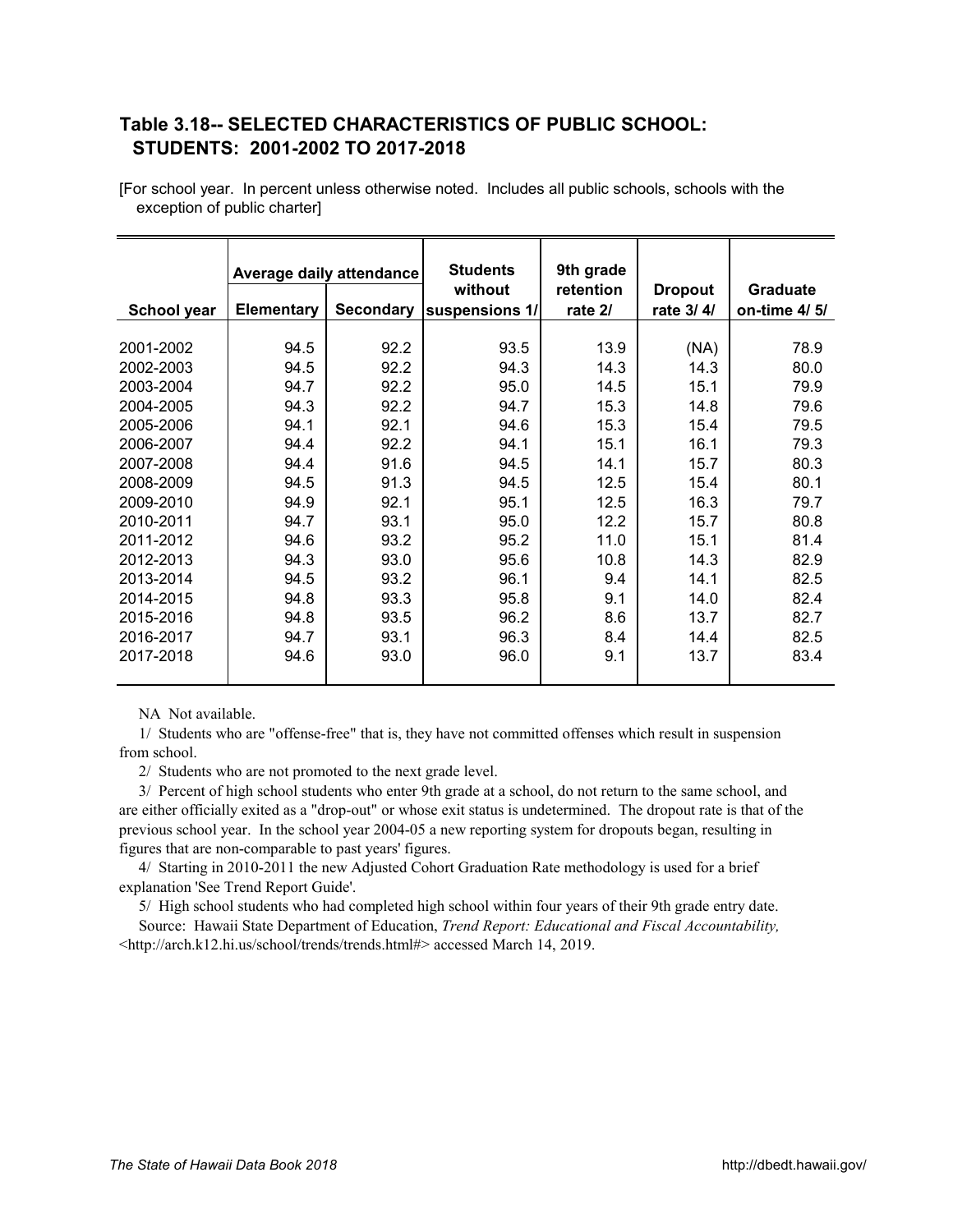## Table 3.18-- SELECTED CHARACTERISTICS OF PUBLIC SCHOOL: STUDENTS: 2001-2002 TO 2017-2018

[For school year. In percent unless otherwise noted. Includes all public schools, schools with the exception of public charter]

| School year | Average daily attendance | | Students without suspensions 1/ | 9th grade retention rate 2/ | Dropout rate 3/ 4/ | Graduate on-time 4/ 5/ |
|---|---|---|---|---|---|---|
| | Elementary | Secondary | | | | |
| 2001-2002 | 94.5 | 92.2 | 93.5 | 13.9 | (NA) | 78.9 |
| 2002-2003 | 94.5 | 92.2 | 94.3 | 14.3 | 14.3 | 80.0 |
| 2003-2004 | 94.7 | 92.2 | 95.0 | 14.5 | 15.1 | 79.9 |
| 2004-2005 | 94.3 | 92.2 | 94.7 | 15.3 | 14.8 | 79.6 |
| 2005-2006 | 94.1 | 92.1 | 94.6 | 15.3 | 15.4 | 79.5 |
| 2006-2007 | 94.4 | 92.2 | 94.1 | 15.1 | 16.1 | 79.3 |
| 2007-2008 | 94.4 | 91.6 | 94.5 | 14.1 | 15.7 | 80.3 |
| 2008-2009 | 94.5 | 91.3 | 94.5 | 12.5 | 15.4 | 80.1 |
| 2009-2010 | 94.9 | 92.1 | 95.1 | 12.5 | 16.3 | 79.7 |
| 2010-2011 | 94.7 | 93.1 | 95.0 | 12.2 | 15.7 | 80.8 |
| 2011-2012 | 94.6 | 93.2 | 95.2 | 11.0 | 15.1 | 81.4 |
| 2012-2013 | 94.3 | 93.0 | 95.6 | 10.8 | 14.3 | 82.9 |
| 2013-2014 | 94.5 | 93.2 | 96.1 | 9.4 | 14.1 | 82.5 |
| 2014-2015 | 94.8 | 93.3 | 95.8 | 9.1 | 14.0 | 82.4 |
| 2015-2016 | 94.8 | 93.5 | 96.2 | 8.6 | 13.7 | 82.7 |
| 2016-2017 | 94.7 | 93.1 | 96.3 | 8.4 | 14.4 | 82.5 |
| 2017-2018 | 94.6 | 93.0 | 96.0 | 9.1 | 13.7 | 83.4 |

NA Not available.

1/ Students who are "offense-free" that is, they have not committed offenses which result in suspension from school.

2/ Students who are not promoted to the next grade level.

3/ Percent of high school students who enter 9th grade at a school, do not return to the same school, and are either officially exited as a "drop-out" or whose exit status is undetermined. The dropout rate is that of the previous school year. In the school year 2004-05 a new reporting system for dropouts began, resulting in figures that are non-comparable to past years' figures.

4/ Starting in 2010-2011 the new Adjusted Cohort Graduation Rate methodology is used for a brief explanation 'See Trend Report Guide'.

5/ High school students who had completed high school within four years of their 9th grade entry date.

Source: Hawaii State Department of Education, *Trend Report: Educational and Fiscal Accountability,* <http://arch.k12.hi.us/school/trends/trends.html#> accessed March 14, 2019.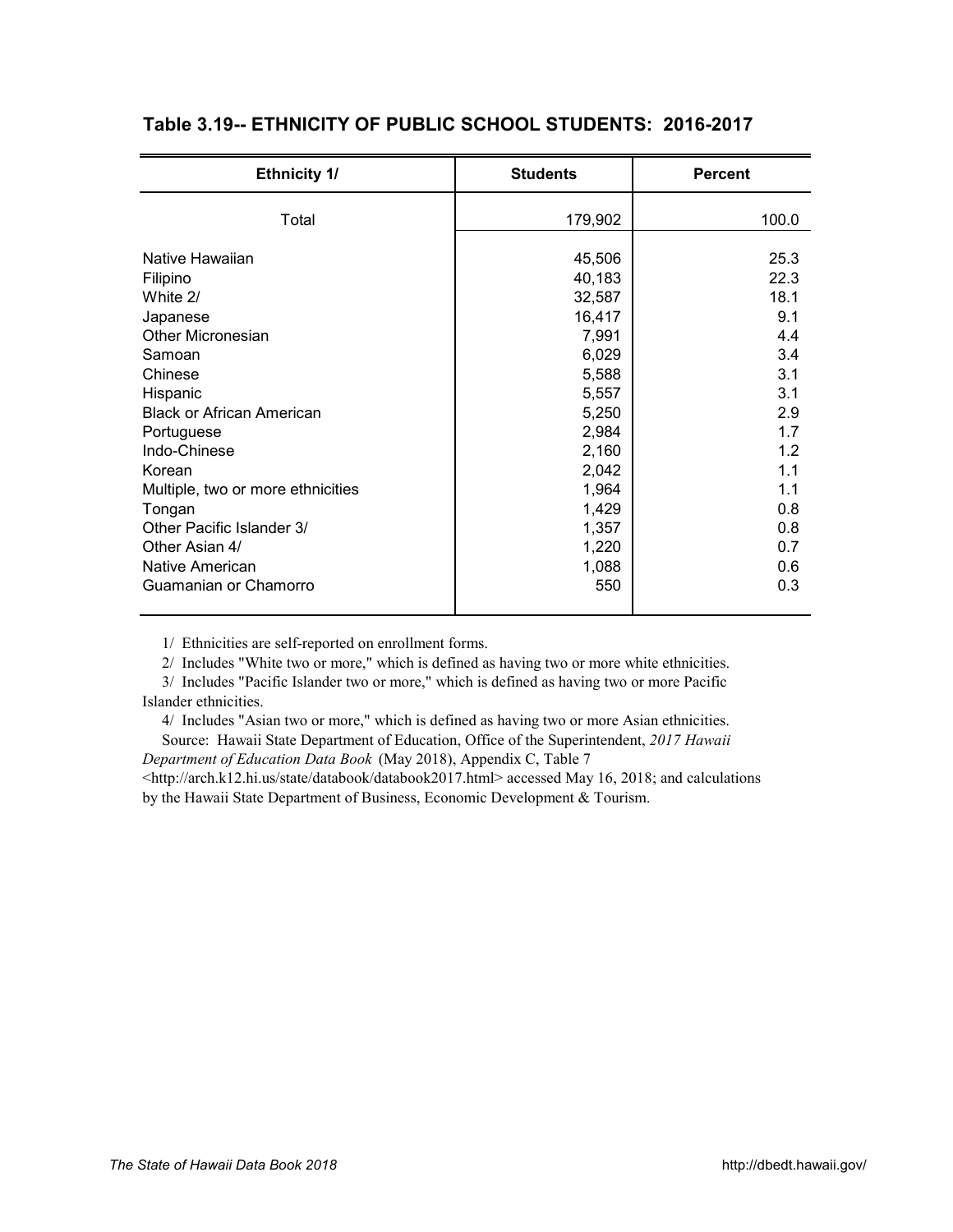## Table 3.19-- ETHNICITY OF PUBLIC SCHOOL STUDENTS: 2016-2017

| Ethnicity 1/ | Students | Percent |
|---|---|---|
| Total | 179,902 | 100.0 |
| Native Hawaiian | 45,506 | 25.3 |
| Filipino | 40,183 | 22.3 |
| White 2/ | 32,587 | 18.1 |
| Japanese | 16,417 | 9.1 |
| Other Micronesian | 7,991 | 4.4 |
| Samoan | 6,029 | 3.4 |
| Chinese | 5,588 | 3.1 |
| Hispanic | 5,557 | 3.1 |
| Black or African American | 5,250 | 2.9 |
| Portuguese | 2,984 | 1.7 |
| Indo-Chinese | 2,160 | 1.2 |
| Korean | 2,042 | 1.1 |
| Multiple, two or more ethnicities | 1,964 | 1.1 |
| Tongan | 1,429 | 0.8 |
| Other Pacific Islander 3/ | 1,357 | 0.8 |
| Other Asian 4/ | 1,220 | 0.7 |
| Native American | 1,088 | 0.6 |
| Guamanian or Chamorro | 550 | 0.3 |

1/ Ethnicities are self-reported on enrollment forms.

2/ Includes "White two or more," which is defined as having two or more white ethnicities.

3/ Includes "Pacific Islander two or more," which is defined as having two or more Pacific Islander ethnicities.

4/ Includes "Asian two or more," which is defined as having two or more Asian ethnicities.

Source: Hawaii State Department of Education, Office of the Superintendent, *2017 Hawaii Department of Education Data Book* (May 2018), Appendix C, Table 7 <http://arch.k12.hi.us/state/databook/databook2017.html> accessed May 16, 2018; and calculations by the Hawaii State Department of Business, Economic Development & Tourism.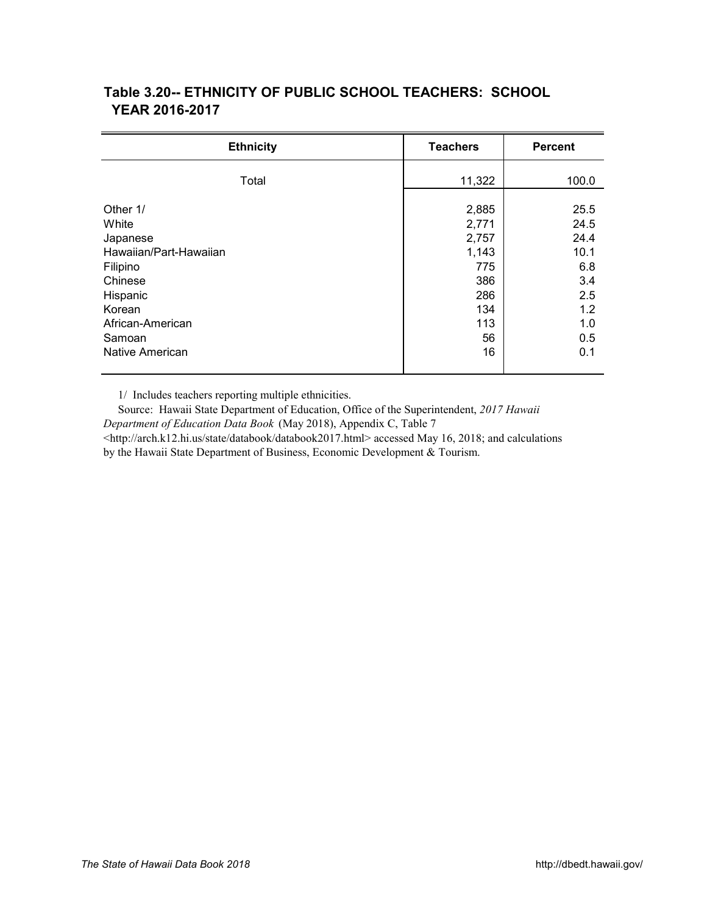## Table 3.20-- ETHNICITY OF PUBLIC SCHOOL TEACHERS: SCHOOL YEAR 2016-2017

| Ethnicity | Teachers | Percent |
|---|---|---|
| Total | 11,322 | 100.0 |
| Other 1/ | 2,885 | 25.5 |
| White | 2,771 | 24.5 |
| Japanese | 2,757 | 24.4 |
| Hawaiian/Part-Hawaiian | 1,143 | 10.1 |
| Filipino | 775 | 6.8 |
| Chinese | 386 | 3.4 |
| Hispanic | 286 | 2.5 |
| Korean | 134 | 1.2 |
| African-American | 113 | 1.0 |
| Samoan | 56 | 0.5 |
| Native American | 16 | 0.1 |

1/ Includes teachers reporting multiple ethnicities.

Source: Hawaii State Department of Education, Office of the Superintendent, *2017 Hawaii Department of Education Data Book* (May 2018), Appendix C, Table 7 <http://arch.k12.hi.us/state/databook/databook2017.html> accessed May 16, 2018; and calculations by the Hawaii State Department of Business, Economic Development & Tourism.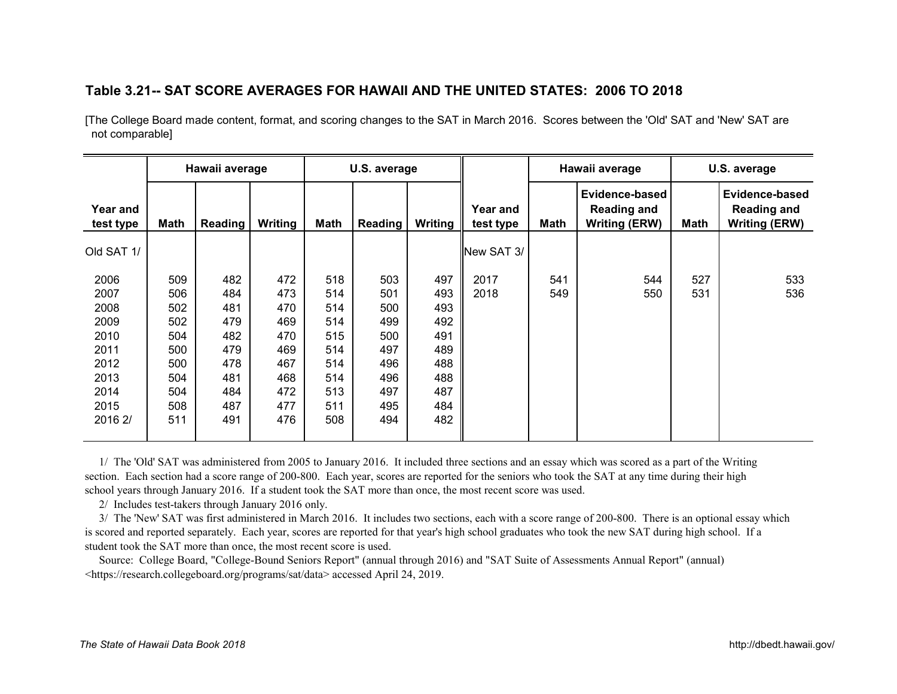## Table 3.21-- SAT SCORE AVERAGES FOR HAWAII AND THE UNITED STATES: 2006 TO 2018

[The College Board made content, format, and scoring changes to the SAT in March 2016. Scores between the 'Old' SAT and 'New' SAT are not comparable]

| Year and test type | Hawaii average | | | U.S. average | | | Year and test type | Hawaii average | | U.S. average | |
|---|---|---|---|---|---|---|---|---|---|---|---|
| | Math | Reading | Writing | Math | Reading | Writing | | Math | Evidence-based Reading and Writing (ERW) | Math | Evidence-based Reading and Writing (ERW) |
| Old SAT 1/ | | | | | | | New SAT 3/ | | | | |
| 2006 | 509 | 482 | 472 | 518 | 503 | 497 | 2017 | 541 | 544 | 527 | 533 |
| 2007 | 506 | 484 | 473 | 514 | 501 | 493 | 2018 | 549 | 550 | 531 | 536 |
| 2008 | 502 | 481 | 470 | 514 | 500 | 493 | | | | | |
| 2009 | 502 | 479 | 469 | 514 | 499 | 492 | | | | | |
| 2010 | 504 | 482 | 470 | 515 | 500 | 491 | | | | | |
| 2011 | 500 | 479 | 469 | 514 | 497 | 489 | | | | | |
| 2012 | 500 | 478 | 467 | 514 | 496 | 488 | | | | | |
| 2013 | 504 | 481 | 468 | 514 | 496 | 488 | | | | | |
| 2014 | 504 | 484 | 472 | 513 | 497 | 487 | | | | | |
| 2015 | 508 | 487 | 477 | 511 | 495 | 484 | | | | | |
| 2016 2/ | 511 | 491 | 476 | 508 | 494 | 482 | | | | | |

1/ The 'Old' SAT was administered from 2005 to January 2016. It included three sections and an essay which was scored as a part of the Writing section. Each section had a score range of 200-800. Each year, scores are reported for the seniors who took the SAT at any time during their high school years through January 2016. If a student took the SAT more than once, the most recent score was used.

2/ Includes test-takers through January 2016 only.

3/ The 'New' SAT was first administered in March 2016. It includes two sections, each with a score range of 200-800. There is an optional essay which is scored and reported separately. Each year, scores are reported for that year's high school graduates who took the new SAT during high school. If a student took the SAT more than once, the most recent score is used.

Source: College Board, "College-Bound Seniors Report" (annual through 2016) and "SAT Suite of Assessments Annual Report" (annual) <https://research.collegeboard.org/programs/sat/data> accessed April 24, 2019.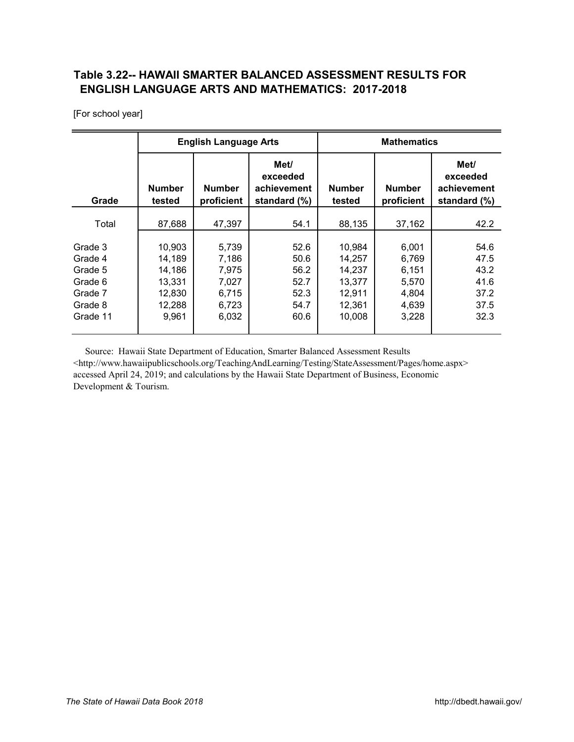## Table 3.22-- HAWAII SMARTER BALANCED ASSESSMENT RESULTS FOR ENGLISH LANGUAGE ARTS AND MATHEMATICS: 2017-2018

[For school year]

| | English Language Arts | | | Mathematics | | |
|---|---|---|---|---|---|---|
| Grade | Number tested | Number proficient | Met/ exceeded achievement standard (%) | Number tested | Number proficient | Met/ exceeded achievement standard (%) |
| Total | 87,688 | 47,397 | 54.1 | 88,135 | 37,162 | 42.2 |
| Grade 3 | 10,903 | 5,739 | 52.6 | 10,984 | 6,001 | 54.6 |
| Grade 4 | 14,189 | 7,186 | 50.6 | 14,257 | 6,769 | 47.5 |
| Grade 5 | 14,186 | 7,975 | 56.2 | 14,237 | 6,151 | 43.2 |
| Grade 6 | 13,331 | 7,027 | 52.7 | 13,377 | 5,570 | 41.6 |
| Grade 7 | 12,830 | 6,715 | 52.3 | 12,911 | 4,804 | 37.2 |
| Grade 8 | 12,288 | 6,723 | 54.7 | 12,361 | 4,639 | 37.5 |
| Grade 11 | 9,961 | 6,032 | 60.6 | 10,008 | 3,228 | 32.3 |

Source: Hawaii State Department of Education, Smarter Balanced Assessment Results <http://www.hawaiipublicschools.org/TeachingAndLearning/Testing/StateAssessment/Pages/home.aspx> accessed April 24, 2019; and calculations by the Hawaii State Department of Business, Economic Development & Tourism.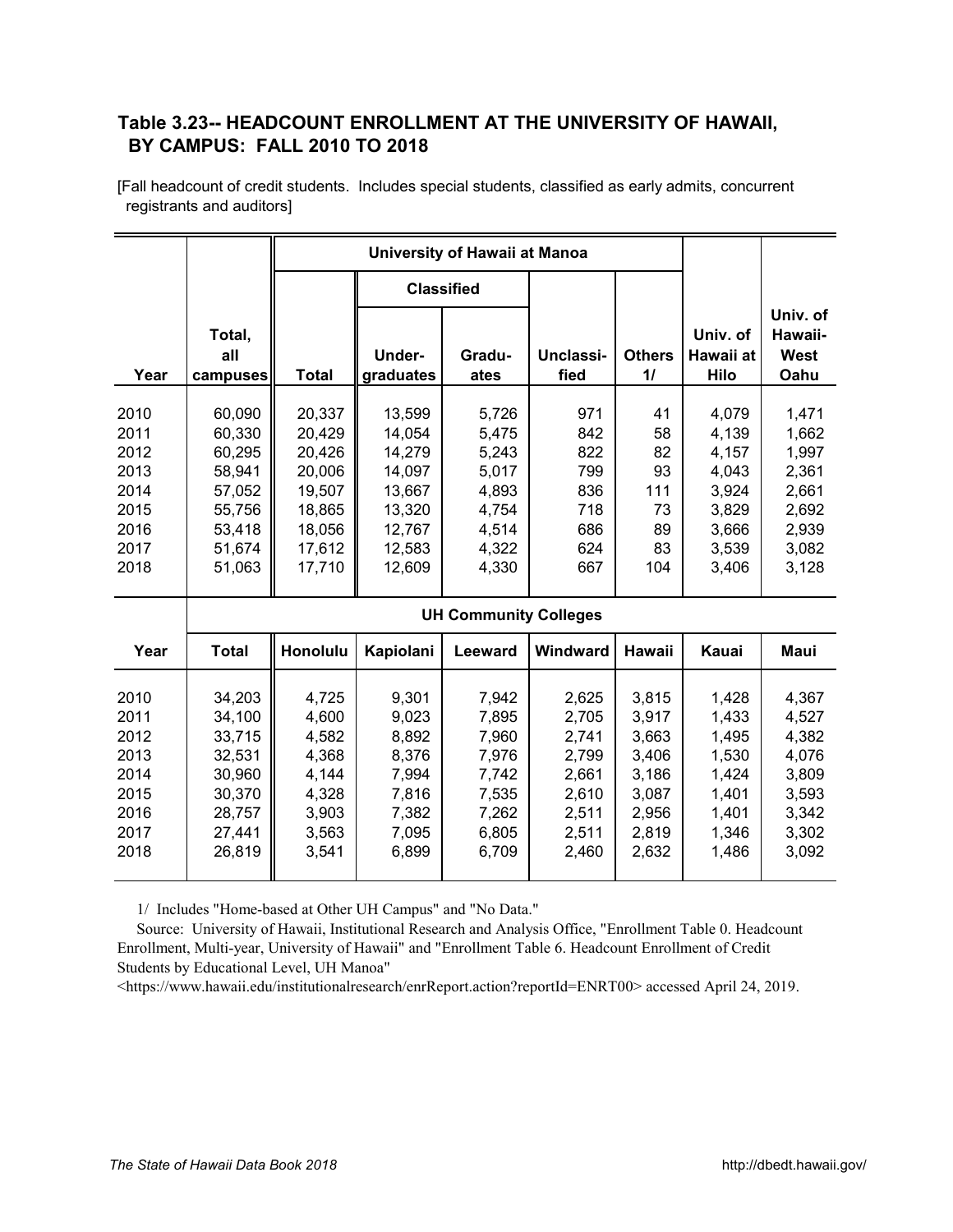## Table 3.23-- HEADCOUNT ENROLLMENT AT THE UNIVERSITY OF HAWAII, BY CAMPUS: FALL 2010 TO 2018

[Fall headcount of credit students. Includes special students, classified as early admits, concurrent registrants and auditors]

| Year | Total, all campuses | University of Hawaii at Manoa | | | | | Univ. of Hawaii at Hilo | Univ. of Hawaii-West Oahu |
|---|---|---|---|---|---|---|---|---|
| | | Total | Classified | | Unclassi-fied | Others 1/ | | |
| | | | Under-graduates | Gradu-ates | | | | |
| 2010 | 60,090 | 20,337 | 13,599 | 5,726 | 971 | 41 | 4,079 | 1,471 |
| 2011 | 60,330 | 20,429 | 14,054 | 5,475 | 842 | 58 | 4,139 | 1,662 |
| 2012 | 60,295 | 20,426 | 14,279 | 5,243 | 822 | 82 | 4,157 | 1,997 |
| 2013 | 58,941 | 20,006 | 14,097 | 5,017 | 799 | 93 | 4,043 | 2,361 |
| 2014 | 57,052 | 19,507 | 13,667 | 4,893 | 836 | 111 | 3,924 | 2,661 |
| 2015 | 55,756 | 18,865 | 13,320 | 4,754 | 718 | 73 | 3,829 | 2,692 |
| 2016 | 53,418 | 18,056 | 12,767 | 4,514 | 686 | 89 | 3,666 | 2,939 |
| 2017 | 51,674 | 17,612 | 12,583 | 4,322 | 624 | 83 | 3,539 | 3,082 |
| 2018 | 51,063 | 17,710 | 12,609 | 4,330 | 667 | 104 | 3,406 | 3,128 |

| Year | UH Community Colleges | | | | | | | |
|---|---|---|---|---|---|---|---|---|
| | Total | Honolulu | Kapiolani | Leeward | Windward | Hawaii | Kauai | Maui |
| 2010 | 34,203 | 4,725 | 9,301 | 7,942 | 2,625 | 3,815 | 1,428 | 4,367 |
| 2011 | 34,100 | 4,600 | 9,023 | 7,895 | 2,705 | 3,917 | 1,433 | 4,527 |
| 2012 | 33,715 | 4,582 | 8,892 | 7,960 | 2,741 | 3,663 | 1,495 | 4,382 |
| 2013 | 32,531 | 4,368 | 8,376 | 7,976 | 2,799 | 3,406 | 1,530 | 4,076 |
| 2014 | 30,960 | 4,144 | 7,994 | 7,742 | 2,661 | 3,186 | 1,424 | 3,809 |
| 2015 | 30,370 | 4,328 | 7,816 | 7,535 | 2,610 | 3,087 | 1,401 | 3,593 |
| 2016 | 28,757 | 3,903 | 7,382 | 7,262 | 2,511 | 2,956 | 1,401 | 3,342 |
| 2017 | 27,441 | 3,563 | 7,095 | 6,805 | 2,511 | 2,819 | 1,346 | 3,302 |
| 2018 | 26,819 | 3,541 | 6,899 | 6,709 | 2,460 | 2,632 | 1,486 | 3,092 |

1/ Includes "Home-based at Other UH Campus" and "No Data."

Source: University of Hawaii, Institutional Research and Analysis Office, "Enrollment Table 0. Headcount Enrollment, Multi-year, University of Hawaii" and "Enrollment Table 6. Headcount Enrollment of Credit Students by Educational Level, UH Manoa" <https://www.hawaii.edu/institutionalresearch/enrReport.action?reportId=ENRT00> accessed April 24, 2019.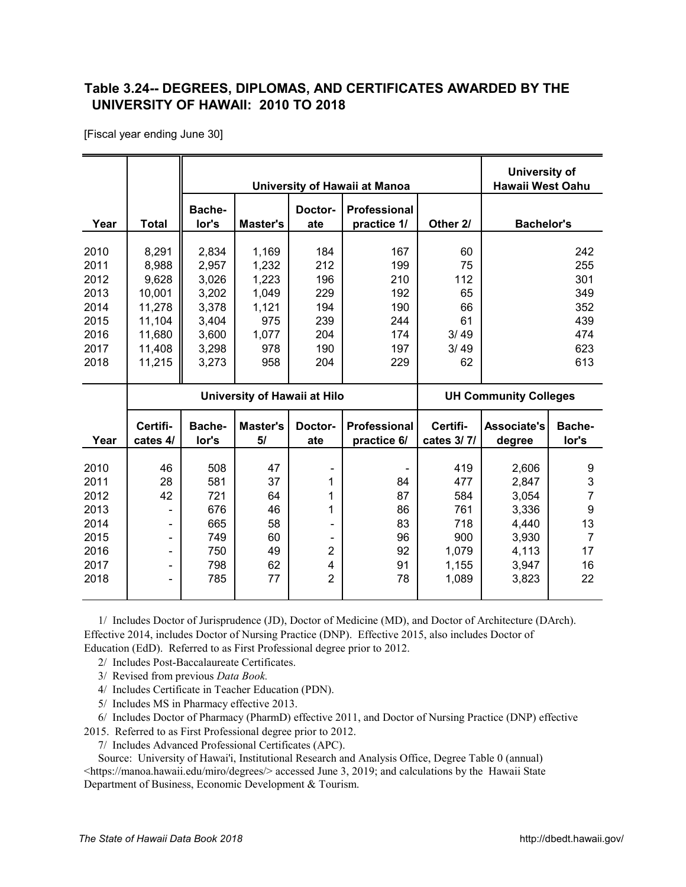## Table 3.24-- DEGREES, DIPLOMAS, AND CERTIFICATES AWARDED BY THE UNIVERSITY OF HAWAII: 2010 TO 2018

[Fiscal year ending June 30]

| | | University of Hawaii at Manoa | | | | | University of Hawaii West Oahu |
|---|---|---|---|---|---|---|---|
| Year | Total | Bache-lor's | Master's | Doctor-ate | Professional practice 1/ | Other 2/ | Bachelor's |
| 2010 | 8,291 | 2,834 | 1,169 | 184 | 167 | 60 | 242 |
| 2011 | 8,988 | 2,957 | 1,232 | 212 | 199 | 75 | 255 |
| 2012 | 9,628 | 3,026 | 1,223 | 196 | 210 | 112 | 301 |
| 2013 | 10,001 | 3,202 | 1,049 | 229 | 192 | 65 | 349 |
| 2014 | 11,278 | 3,378 | 1,121 | 194 | 190 | 66 | 352 |
| 2015 | 11,104 | 3,404 | 975 | 239 | 244 | 61 | 439 |
| 2016 | 11,680 | 3,600 | 1,077 | 204 | 174 | 3/ 49 | 474 |
| 2017 | 11,408 | 3,298 | 978 | 190 | 197 | 3/ 49 | 623 |
| 2018 | 11,215 | 3,273 | 958 | 204 | 229 | 62 | 613 |

| | University of Hawaii at Hilo | | | | | UH Community Colleges | | |
|---|---|---|---|---|---|---|---|---|
| Year | Certifi-cates 4/ | Bache-lor's | Master's 5/ | Doctor-ate | Professional practice 6/ | Certifi-cates 3/ 7/ | Associate's degree | Bache-lor's |
| 2010 | 46 | 508 | 47 | - | - | 419 | 2,606 | 9 |
| 2011 | 28 | 581 | 37 | 1 | 84 | 477 | 2,847 | 3 |
| 2012 | 42 | 721 | 64 | 1 | 87 | 584 | 3,054 | 7 |
| 2013 | - | 676 | 46 | 1 | 86 | 761 | 3,336 | 9 |
| 2014 | - | 665 | 58 | - | 83 | 718 | 4,440 | 13 |
| 2015 | - | 749 | 60 | - | 96 | 900 | 3,930 | 7 |
| 2016 | - | 750 | 49 | 2 | 92 | 1,079 | 4,113 | 17 |
| 2017 | - | 798 | 62 | 4 | 91 | 1,155 | 3,947 | 16 |
| 2018 | - | 785 | 77 | 2 | 78 | 1,089 | 3,823 | 22 |

1/ Includes Doctor of Jurisprudence (JD), Doctor of Medicine (MD), and Doctor of Architecture (DArch). Effective 2014, includes Doctor of Nursing Practice (DNP). Effective 2015, also includes Doctor of Education (EdD). Referred to as First Professional degree prior to 2012.

2/ Includes Post-Baccalaureate Certificates.

3/ Revised from previous *Data Book.*

4/ Includes Certificate in Teacher Education (PDN).

5/ Includes MS in Pharmacy effective 2013.

6/ Includes Doctor of Pharmacy (PharmD) effective 2011, and Doctor of Nursing Practice (DNP) effective 2015. Referred to as First Professional degree prior to 2012.

7/ Includes Advanced Professional Certificates (APC).

Source: University of Hawai'i, Institutional Research and Analysis Office, Degree Table 0 (annual) <https://manoa.hawaii.edu/miro/degrees/> accessed June 3, 2019; and calculations by the Hawaii State Department of Business, Economic Development & Tourism.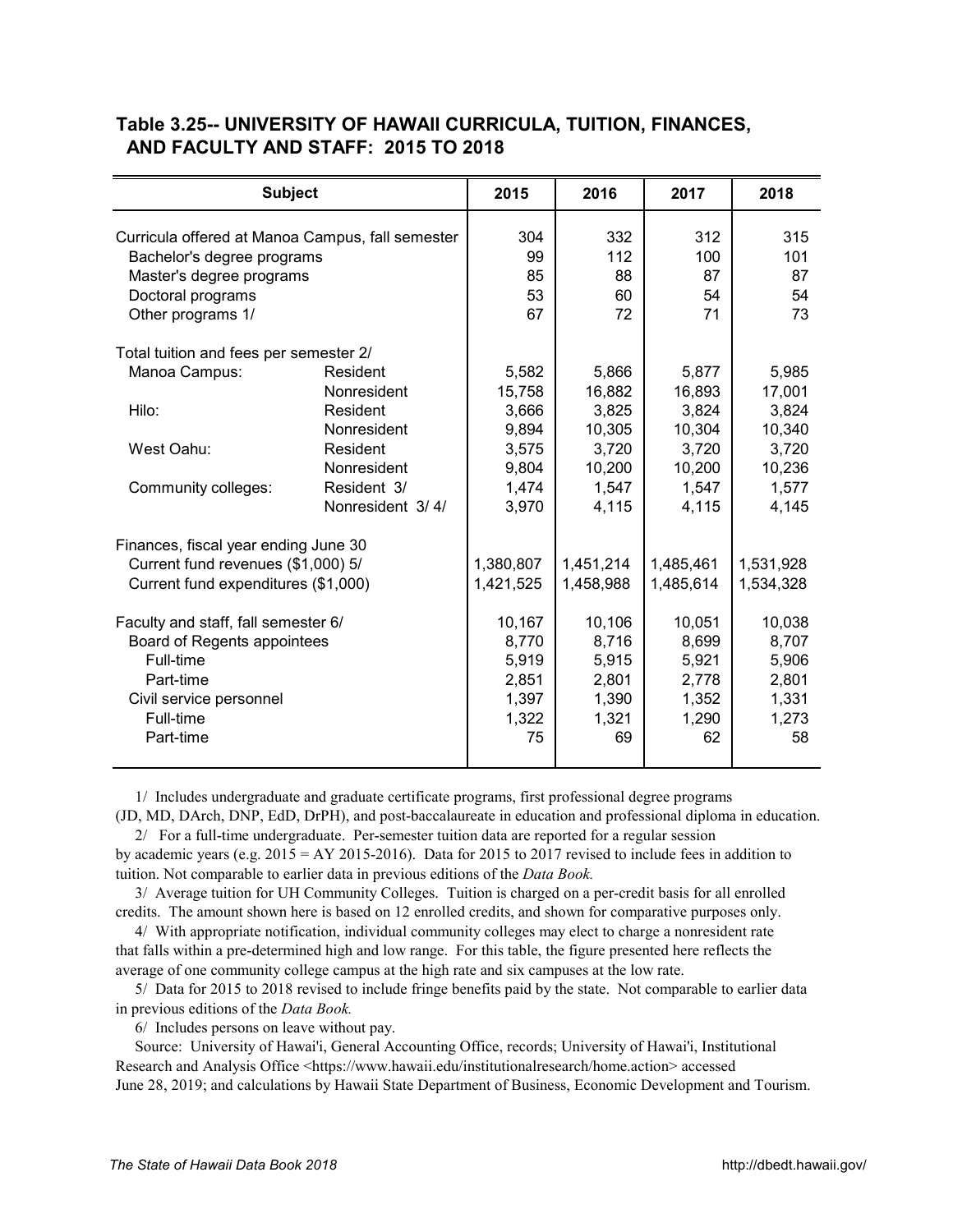## Table 3.25-- UNIVERSITY OF HAWAII CURRICULA, TUITION, FINANCES, AND FACULTY AND STAFF: 2015 TO 2018

| Subject | | 2015 | 2016 | 2017 | 2018 |
|---|---|---|---|---|---|
| Curricula offered at Manoa Campus, fall semester | | 304 | 332 | 312 | 315 |
| Bachelor's degree programs | | 99 | 112 | 100 | 101 |
| Master's degree programs | | 85 | 88 | 87 | 87 |
| Doctoral programs | | 53 | 60 | 54 | 54 |
| Other programs 1/ | | 67 | 72 | 71 | 73 |
| Total tuition and fees per semester 2/ | | | | | |
| Manoa Campus: | Resident | 5,582 | 5,866 | 5,877 | 5,985 |
| | Nonresident | 15,758 | 16,882 | 16,893 | 17,001 |
| Hilo: | Resident | 3,666 | 3,825 | 3,824 | 3,824 |
| | Nonresident | 9,894 | 10,305 | 10,304 | 10,340 |
| West Oahu: | Resident | 3,575 | 3,720 | 3,720 | 3,720 |
| | Nonresident | 9,804 | 10,200 | 10,200 | 10,236 |
| Community colleges: | Resident 3/ | 1,474 | 1,547 | 1,547 | 1,577 |
| | Nonresident 3/ 4/ | 3,970 | 4,115 | 4,115 | 4,145 |
| Finances, fiscal year ending June 30 | | | | | |
| Current fund revenues ($1,000) 5/ | | 1,380,807 | 1,451,214 | 1,485,461 | 1,531,928 |
| Current fund expenditures ($1,000) | | 1,421,525 | 1,458,988 | 1,485,614 | 1,534,328 |
| Faculty and staff, fall semester 6/ | | 10,167 | 10,106 | 10,051 | 10,038 |
| Board of Regents appointees | | 8,770 | 8,716 | 8,699 | 8,707 |
| Full-time | | 5,919 | 5,915 | 5,921 | 5,906 |
| Part-time | | 2,851 | 2,801 | 2,778 | 2,801 |
| Civil service personnel | | 1,397 | 1,390 | 1,352 | 1,331 |
| Full-time | | 1,322 | 1,321 | 1,290 | 1,273 |
| Part-time | | 75 | 69 | 62 | 58 |

1/ Includes undergraduate and graduate certificate programs, first professional degree programs (JD, MD, DArch, DNP, EdD, DrPH), and post-baccalaureate in education and professional diploma in education.

2/ For a full-time undergraduate. Per-semester tuition data are reported for a regular session by academic years (e.g. 2015 = AY 2015-2016). Data for 2015 to 2017 revised to include fees in addition to tuition. Not comparable to earlier data in previous editions of the *Data Book.*

3/ Average tuition for UH Community Colleges. Tuition is charged on a per-credit basis for all enrolled credits. The amount shown here is based on 12 enrolled credits, and shown for comparative purposes only.

4/ With appropriate notification, individual community colleges may elect to charge a nonresident rate that falls within a pre-determined high and low range. For this table, the figure presented here reflects the average of one community college campus at the high rate and six campuses at the low rate.

5/ Data for 2015 to 2018 revised to include fringe benefits paid by the state. Not comparable to earlier data in previous editions of the *Data Book.*

6/ Includes persons on leave without pay.

Source: University of Hawai'i, General Accounting Office, records; University of Hawai'i, Institutional Research and Analysis Office <https://www.hawaii.edu/institutionalresearch/home.action> accessed June 28, 2019; and calculations by Hawaii State Department of Business, Economic Development and Tourism.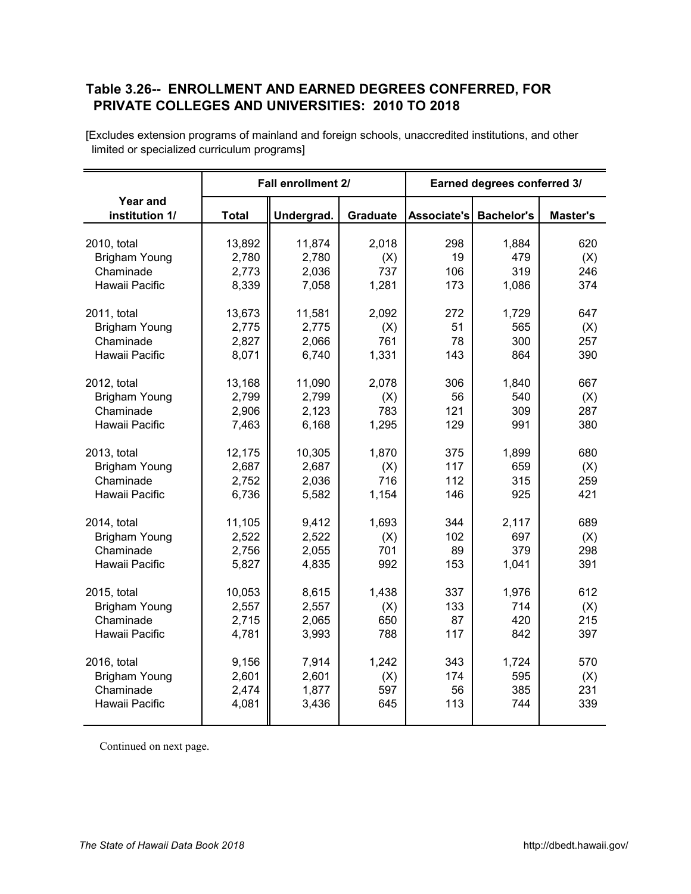## Table 3.26-- ENROLLMENT AND EARNED DEGREES CONFERRED, FOR PRIVATE COLLEGES AND UNIVERSITIES: 2010 TO 2018

[Excludes extension programs of mainland and foreign schools, unaccredited institutions, and other limited or specialized curriculum programs]

| Year and institution 1/ | Fall enrollment 2/ | | | Earned degrees conferred 3/ | | |
|---|---|---|---|---|---|---|
| | Total | Undergrad. | Graduate | Associate's | Bachelor's | Master's |
| 2010, total | 13,892 | 11,874 | 2,018 | 298 | 1,884 | 620 |
| Brigham Young | 2,780 | 2,780 | (X) | 19 | 479 | (X) |
| Chaminade | 2,773 | 2,036 | 737 | 106 | 319 | 246 |
| Hawaii Pacific | 8,339 | 7,058 | 1,281 | 173 | 1,086 | 374 |
| 2011, total | 13,673 | 11,581 | 2,092 | 272 | 1,729 | 647 |
| Brigham Young | 2,775 | 2,775 | (X) | 51 | 565 | (X) |
| Chaminade | 2,827 | 2,066 | 761 | 78 | 300 | 257 |
| Hawaii Pacific | 8,071 | 6,740 | 1,331 | 143 | 864 | 390 |
| 2012, total | 13,168 | 11,090 | 2,078 | 306 | 1,840 | 667 |
| Brigham Young | 2,799 | 2,799 | (X) | 56 | 540 | (X) |
| Chaminade | 2,906 | 2,123 | 783 | 121 | 309 | 287 |
| Hawaii Pacific | 7,463 | 6,168 | 1,295 | 129 | 991 | 380 |
| 2013, total | 12,175 | 10,305 | 1,870 | 375 | 1,899 | 680 |
| Brigham Young | 2,687 | 2,687 | (X) | 117 | 659 | (X) |
| Chaminade | 2,752 | 2,036 | 716 | 112 | 315 | 259 |
| Hawaii Pacific | 6,736 | 5,582 | 1,154 | 146 | 925 | 421 |
| 2014, total | 11,105 | 9,412 | 1,693 | 344 | 2,117 | 689 |
| Brigham Young | 2,522 | 2,522 | (X) | 102 | 697 | (X) |
| Chaminade | 2,756 | 2,055 | 701 | 89 | 379 | 298 |
| Hawaii Pacific | 5,827 | 4,835 | 992 | 153 | 1,041 | 391 |
| 2015, total | 10,053 | 8,615 | 1,438 | 337 | 1,976 | 612 |
| Brigham Young | 2,557 | 2,557 | (X) | 133 | 714 | (X) |
| Chaminade | 2,715 | 2,065 | 650 | 87 | 420 | 215 |
| Hawaii Pacific | 4,781 | 3,993 | 788 | 117 | 842 | 397 |
| 2016, total | 9,156 | 7,914 | 1,242 | 343 | 1,724 | 570 |
| Brigham Young | 2,601 | 2,601 | (X) | 174 | 595 | (X) |
| Chaminade | 2,474 | 1,877 | 597 | 56 | 385 | 231 |
| Hawaii Pacific | 4,081 | 3,436 | 645 | 113 | 744 | 339 |

Continued on next page.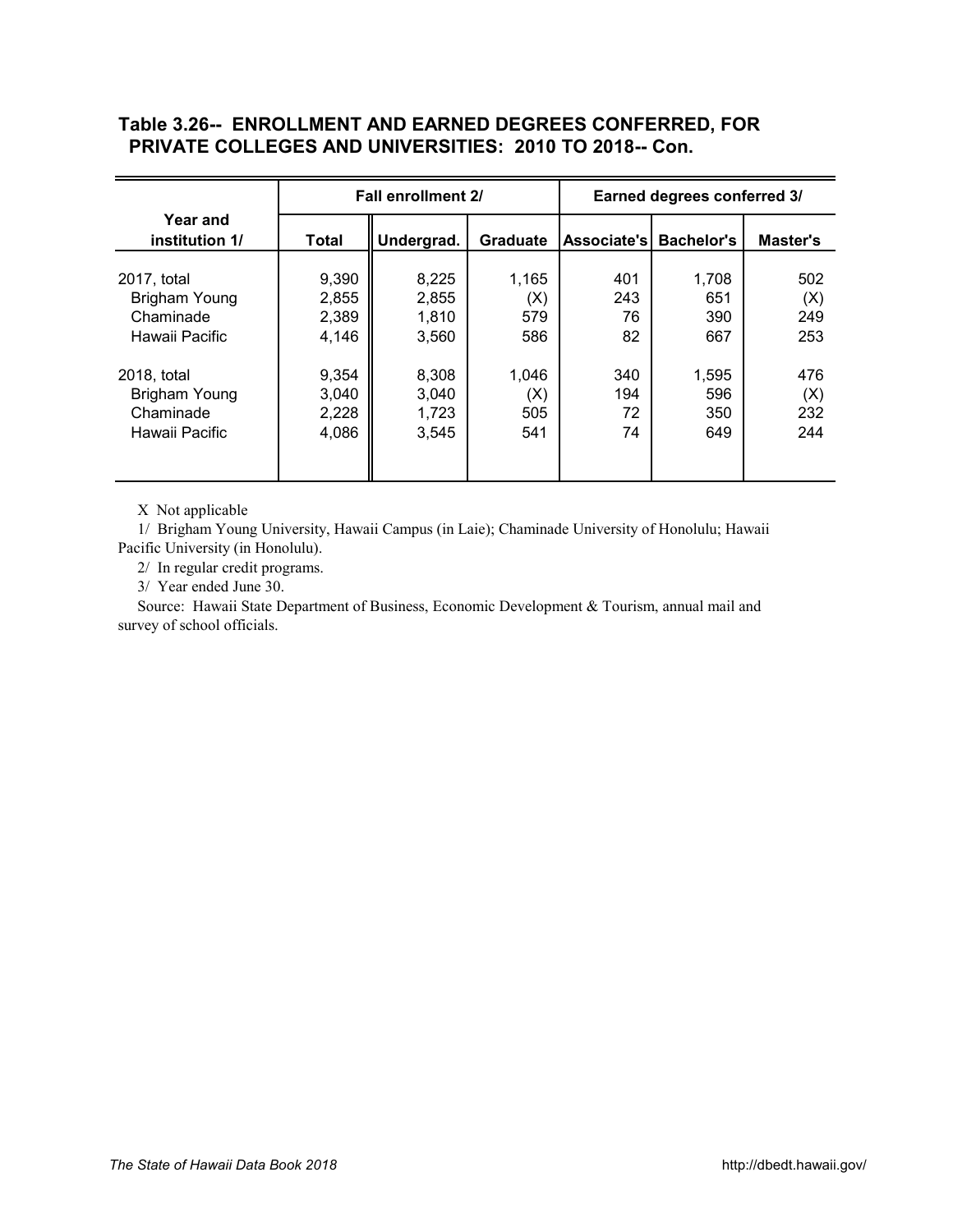## Table 3.26-- ENROLLMENT AND EARNED DEGREES CONFERRED, FOR PRIVATE COLLEGES AND UNIVERSITIES: 2010 TO 2018-- Con.

| Year and institution 1/ | Fall enrollment 2/ | | | Earned degrees conferred 3/ | | |
|---|---|---|---|---|---|---|
| | Total | Undergrad. | Graduate | Associate's | Bachelor's | Master's |
| 2017, total | 9,390 | 8,225 | 1,165 | 401 | 1,708 | 502 |
| Brigham Young | 2,855 | 2,855 | (X) | 243 | 651 | (X) |
| Chaminade | 2,389 | 1,810 | 579 | 76 | 390 | 249 |
| Hawaii Pacific | 4,146 | 3,560 | 586 | 82 | 667 | 253 |
| 2018, total | 9,354 | 8,308 | 1,046 | 340 | 1,595 | 476 |
| Brigham Young | 3,040 | 3,040 | (X) | 194 | 596 | (X) |
| Chaminade | 2,228 | 1,723 | 505 | 72 | 350 | 232 |
| Hawaii Pacific | 4,086 | 3,545 | 541 | 74 | 649 | 244 |

X Not applicable

1/ Brigham Young University, Hawaii Campus (in Laie); Chaminade University of Honolulu; Hawaii Pacific University (in Honolulu).

2/ In regular credit programs.

3/ Year ended June 30.

Source: Hawaii State Department of Business, Economic Development & Tourism, annual mail and survey of school officials.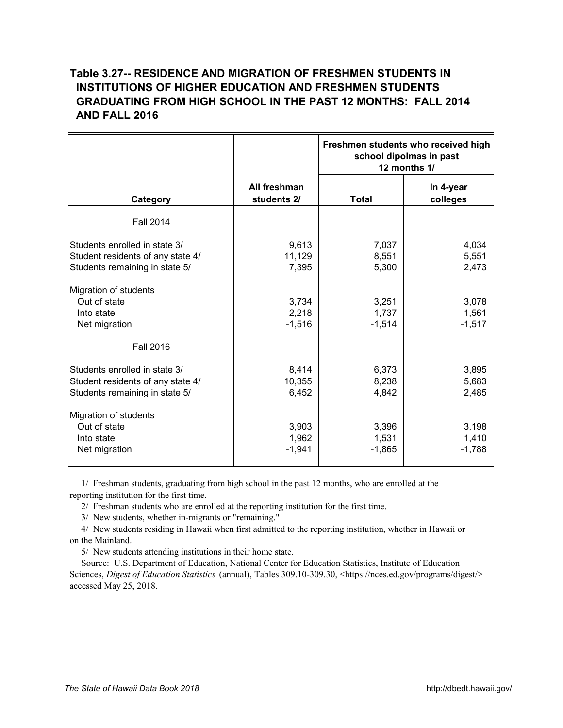## Table 3.27-- RESIDENCE AND MIGRATION OF FRESHMEN STUDENTS IN INSTITUTIONS OF HIGHER EDUCATION AND FRESHMEN STUDENTS GRADUATING FROM HIGH SCHOOL IN THE PAST 12 MONTHS: FALL 2014 AND FALL 2016

| Category | All freshman students 2/ | Freshmen students who received high school dipolmas in past 12 months 1/ | |
|---|---|---|---|
| | | Total | In 4-year colleges |
| Fall 2014 | | | |
| Students enrolled in state 3/ | 9,613 | 7,037 | 4,034 |
| Student residents of any state 4/ | 11,129 | 8,551 | 5,551 |
| Students remaining in state 5/ | 7,395 | 5,300 | 2,473 |
| Migration of students | | | |
| Out of state | 3,734 | 3,251 | 3,078 |
| Into state | 2,218 | 1,737 | 1,561 |
| Net migration | -1,516 | -1,514 | -1,517 |
| Fall 2016 | | | |
| Students enrolled in state 3/ | 8,414 | 6,373 | 3,895 |
| Student residents of any state 4/ | 10,355 | 8,238 | 5,683 |
| Students remaining in state 5/ | 6,452 | 4,842 | 2,485 |
| Migration of students | | | |
| Out of state | 3,903 | 3,396 | 3,198 |
| Into state | 1,962 | 1,531 | 1,410 |
| Net migration | -1,941 | -1,865 | -1,788 |

1/ Freshman students, graduating from high school in the past 12 months, who are enrolled at the reporting institution for the first time.

2/ Freshman students who are enrolled at the reporting institution for the first time.

3/ New students, whether in-migrants or "remaining."

4/ New students residing in Hawaii when first admitted to the reporting institution, whether in Hawaii or on the Mainland.

5/ New students attending institutions in their home state.

Source: U.S. Department of Education, National Center for Education Statistics, Institute of Education Sciences, *Digest of Education Statistics* (annual), Tables 309.10-309.30, <https://nces.ed.gov/programs/digest/> accessed May 25, 2018.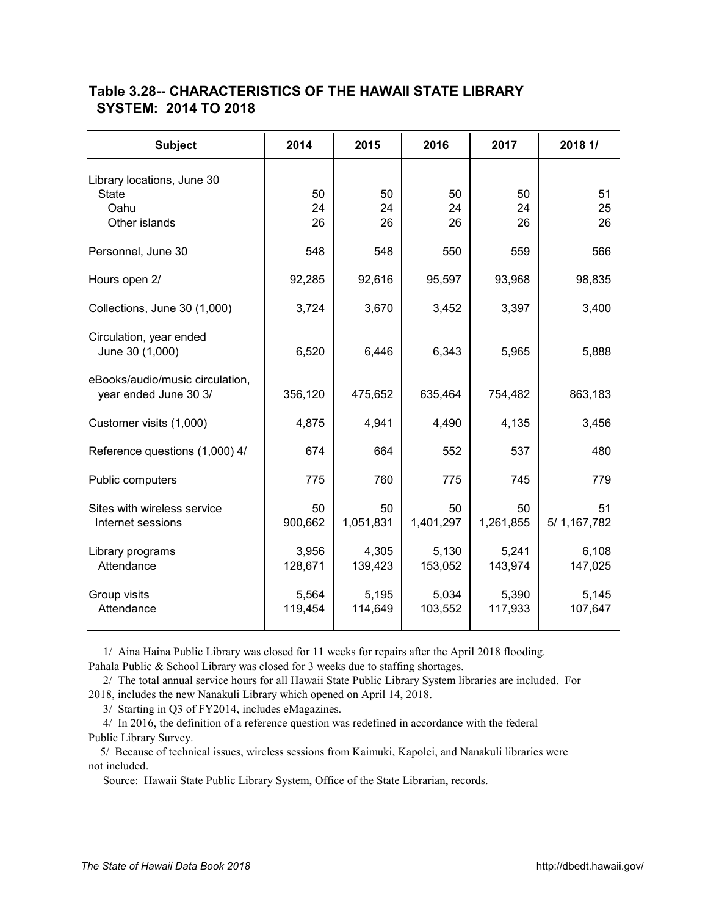## Table 3.28-- CHARACTERISTICS OF THE HAWAII STATE LIBRARY SYSTEM: 2014 TO 2018

| Subject | 2014 | 2015 | 2016 | 2017 | 2018 1/ |
|---|---|---|---|---|---|
| Library locations, June 30 | | | | | |
| State | 50 | 50 | 50 | 50 | 51 |
| Oahu | 24 | 24 | 24 | 24 | 25 |
| Other islands | 26 | 26 | 26 | 26 | 26 |
| Personnel, June 30 | 548 | 548 | 550 | 559 | 566 |
| Hours open 2/ | 92,285 | 92,616 | 95,597 | 93,968 | 98,835 |
| Collections, June 30 (1,000) | 3,724 | 3,670 | 3,452 | 3,397 | 3,400 |
| Circulation, year ended June 30 (1,000) | 6,520 | 6,446 | 6,343 | 5,965 | 5,888 |
| eBooks/audio/music circulation, year ended June 30 3/ | 356,120 | 475,652 | 635,464 | 754,482 | 863,183 |
| Customer visits (1,000) | 4,875 | 4,941 | 4,490 | 4,135 | 3,456 |
| Reference questions (1,000) 4/ | 674 | 664 | 552 | 537 | 480 |
| Public computers | 775 | 760 | 775 | 745 | 779 |
| Sites with wireless service | 50 | 50 | 50 | 50 | 51 |
| Internet sessions | 900,662 | 1,051,831 | 1,401,297 | 1,261,855 | 5/ 1,167,782 |
| Library programs | 3,956 | 4,305 | 5,130 | 5,241 | 6,108 |
| Attendance | 128,671 | 139,423 | 153,052 | 143,974 | 147,025 |
| Group visits | 5,564 | 5,195 | 5,034 | 5,390 | 5,145 |
| Attendance | 119,454 | 114,649 | 103,552 | 117,933 | 107,647 |

1/ Aina Haina Public Library was closed for 11 weeks for repairs after the April 2018 flooding. Pahala Public & School Library was closed for 3 weeks due to staffing shortages.

2/ The total annual service hours for all Hawaii State Public Library System libraries are included. For 2018, includes the new Nanakuli Library which opened on April 14, 2018.

3/ Starting in Q3 of FY2014, includes eMagazines.

4/ In 2016, the definition of a reference question was redefined in accordance with the federal Public Library Survey.

5/ Because of technical issues, wireless sessions from Kaimuki, Kapolei, and Nanakuli libraries were not included.

Source: Hawaii State Public Library System, Office of the State Librarian, records.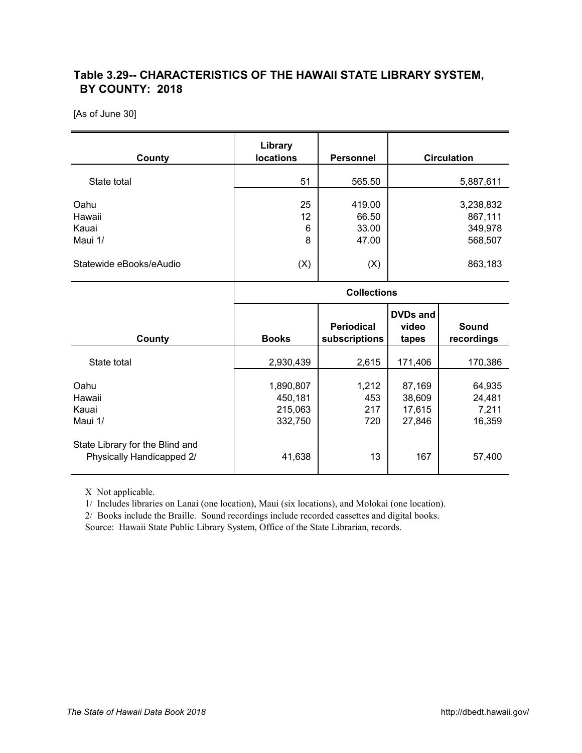## Table 3.29-- CHARACTERISTICS OF THE HAWAII STATE LIBRARY SYSTEM, BY COUNTY: 2018

[As of June 30]

| County | Library locations | Personnel | Circulation |
|---|---|---|---|
| State total | 51 | 565.50 | 5,887,611 |
| Oahu | 25 | 419.00 | 3,238,832 |
| Hawaii | 12 | 66.50 | 867,111 |
| Kauai | 6 | 33.00 | 349,978 |
| Maui 1/ | 8 | 47.00 | 568,507 |
| Statewide eBooks/eAudio | (X) | (X) | 863,183 |

| County | Collections | | | |
|---|---|---|---|---|
| | Books | Periodical subscriptions | DVDs and video tapes | Sound recordings |
| State total | 2,930,439 | 2,615 | 171,406 | 170,386 |
| Oahu | 1,890,807 | 1,212 | 87,169 | 64,935 |
| Hawaii | 450,181 | 453 | 38,609 | 24,481 |
| Kauai | 215,063 | 217 | 17,615 | 7,211 |
| Maui 1/ | 332,750 | 720 | 27,846 | 16,359 |
| State Library for the Blind and Physically Handicapped 2/ | 41,638 | 13 | 167 | 57,400 |

X Not applicable.

1/ Includes libraries on Lanai (one location), Maui (six locations), and Molokai (one location).

2/ Books include the Braille. Sound recordings include recorded cassettes and digital books.

Source: Hawaii State Public Library System, Office of the State Librarian, records.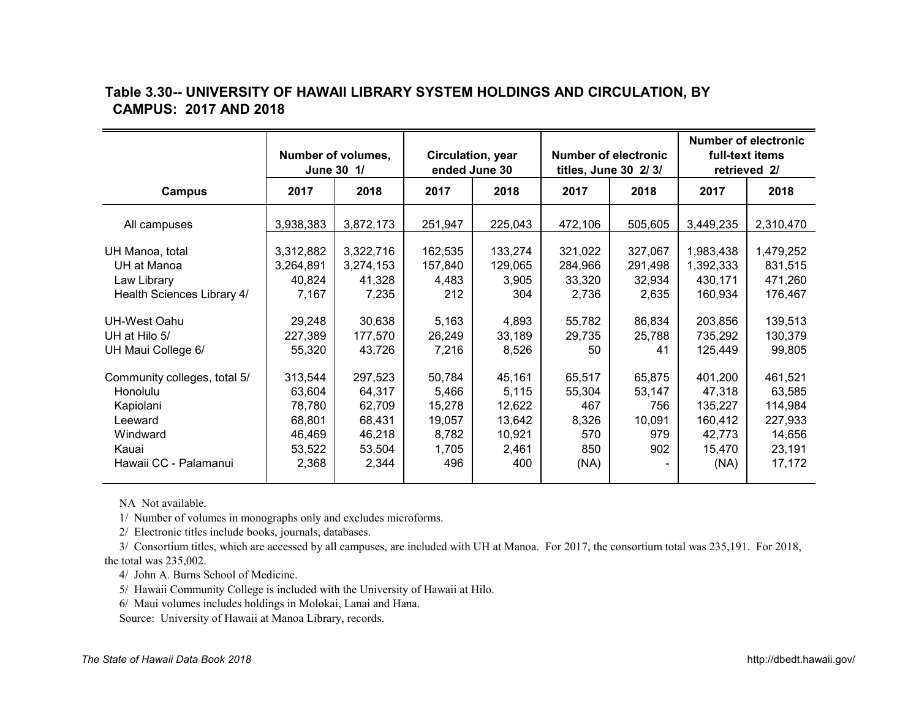**Table 3.30-- UNIVERSITY OF HAWAII LIBRARY SYSTEM HOLDINGS AND CIRCULATION, BY CAMPUS: 2017 AND 2018**

| Campus | Number of volumes, June 30 1/ | | Circulation, year ended June 30 | | Number of electronic titles, June 30 2/ 3/ | | Number of electronic full-text items retrieved 2/ | |
|---|---|---|---|---|---|---|---|---|
| | 2017 | 2018 | 2017 | 2018 | 2017 | 2018 | 2017 | 2018 |
| All campuses | 3,938,383 | 3,872,173 | 251,947 | 225,043 | 472,106 | 505,605 | 3,449,235 | 2,310,470 |
| UH Manoa, total | 3,312,882 | 3,322,716 | 162,535 | 133,274 | 321,022 | 327,067 | 1,983,438 | 1,479,252 |
| UH at Manoa | 3,264,891 | 3,274,153 | 157,840 | 129,065 | 284,966 | 291,498 | 1,392,333 | 831,515 |
| Law Library | 40,824 | 41,328 | 4,483 | 3,905 | 33,320 | 32,934 | 430,171 | 471,260 |
| Health Sciences Library 4/ | 7,167 | 7,235 | 212 | 304 | 2,736 | 2,635 | 160,934 | 176,467 |
| UH-West Oahu | 29,248 | 30,638 | 5,163 | 4,893 | 55,782 | 86,834 | 203,856 | 139,513 |
| UH at Hilo 5/ | 227,389 | 177,570 | 26,249 | 33,189 | 29,735 | 25,788 | 735,292 | 130,379 |
| UH Maui College 6/ | 55,320 | 43,726 | 7,216 | 8,526 | 50 | 41 | 125,449 | 99,805 |
| Community colleges, total 5/ | 313,544 | 297,523 | 50,784 | 45,161 | 65,517 | 65,875 | 401,200 | 461,521 |
| Honolulu | 63,604 | 64,317 | 5,466 | 5,115 | 55,304 | 53,147 | 47,318 | 63,585 |
| Kapiolani | 78,780 | 62,709 | 15,278 | 12,622 | 467 | 756 | 135,227 | 114,984 |
| Leeward | 68,801 | 68,431 | 19,057 | 13,642 | 8,326 | 10,091 | 160,412 | 227,933 |
| Windward | 46,469 | 46,218 | 8,782 | 10,921 | 570 | 979 | 42,773 | 14,656 |
| Kauai | 53,522 | 53,504 | 1,705 | 2,461 | 850 | 902 | 15,470 | 23,191 |
| Hawaii CC - Palamanui | 2,368 | 2,344 | 496 | 400 | (NA) | - | (NA) | 17,172 |

NA Not available.

1/ Number of volumes in monographs only and excludes microforms.

2/ Electronic titles include books, journals, databases.

3/ Consortium titles, which are accessed by all campuses, are included with UH at Manoa. For 2017, the consortium total was 235,191. For 2018, the total was 235,002.

4/ John A. Burns School of Medicine.

5/ Hawaii Community College is included with the University of Hawaii at Hilo.

6/ Maui volumes includes holdings in Molokai, Lanai and Hana.

Source: University of Hawaii at Manoa Library, records.